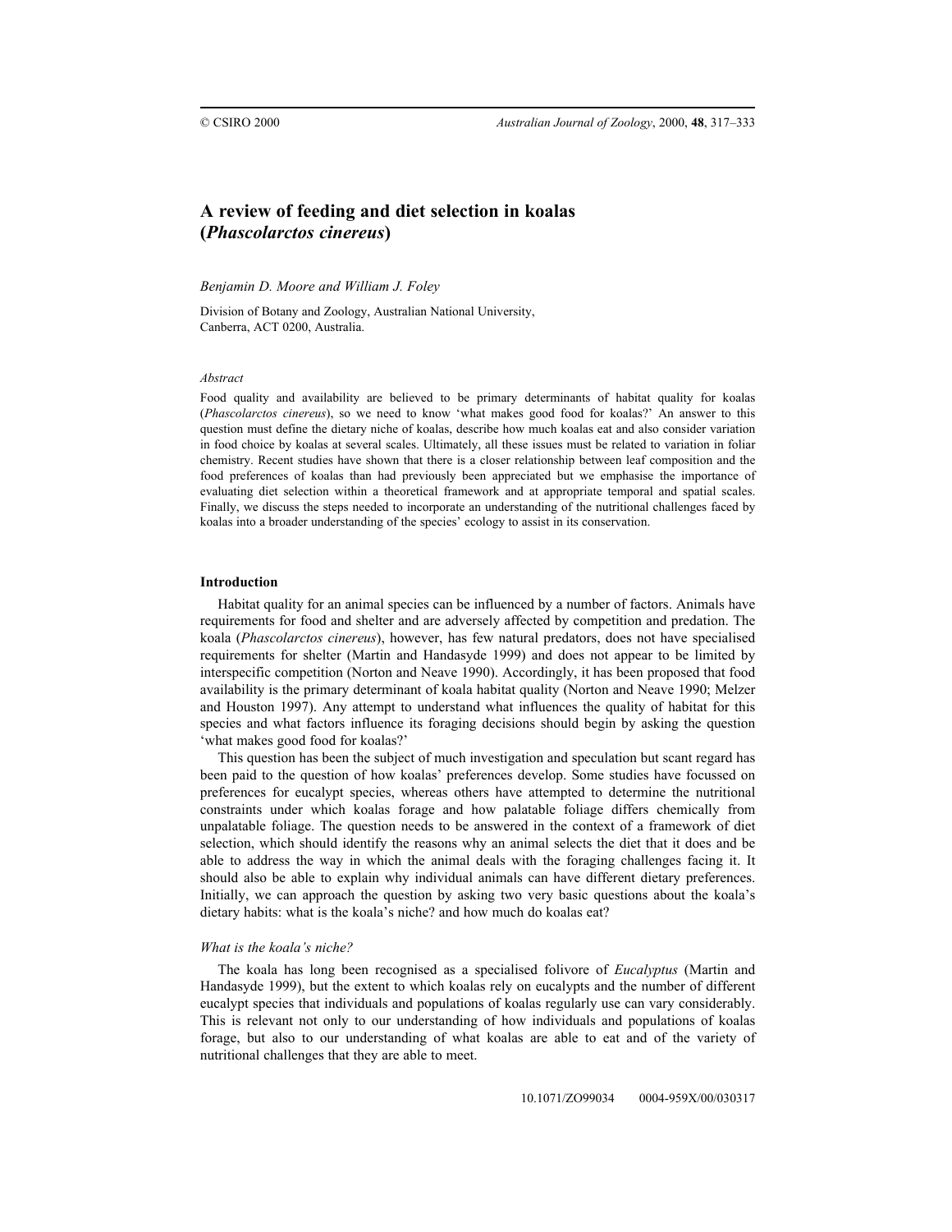# A review of feeding and diet selection in koalas (*Phascolarctos cinereus*)

*Benjamin D. Moore and William J. Foley*

Division of Botany and Zoology, Australian National University, Canberra, ACT 0200, Australia.

## *Abstract*

Food quality and availability are believed to be primary determinants of habitat quality for koalas (*Phascolarctos cinereus*), so we need to know 'what makes good food for koalas?' An answer to this question must define the dietary niche of koalas, describe how much koalas eat and also consider variation in food choice by koalas at several scales. Ultimately, all these issues must be related to variation in foliar chemistry. Recent studies have shown that there is a closer relationship between leaf composition and the food preferences of koalas than had previously been appreciated but we emphasise the importance of evaluating diet selection within a theoretical framework and at appropriate temporal and spatial scales. Finally, we discuss the steps needed to incorporate an understanding of the nutritional challenges faced by koalas into a broader understanding of the species' ecology to assist in its conservation.

## Introduction

Habitat quality for an animal species can be influenced by a number of factors. Animals have requirements for food and shelter and are adversely affected by competition and predation. The koala (*Phascolarctos cinereus*), however, has few natural predators, does not have specialised requirements for shelter (Martin and Handasyde 1999) and does not appear to be limited by interspecific competition (Norton and Neave 1990). Accordingly, it has been proposed that food availability is the primary determinant of koala habitat quality (Norton and Neave 1990; Melzer and Houston 1997). Any attempt to understand what influences the quality of habitat for this species and what factors influence its foraging decisions should begin by asking the question 'what makes good food for koalas?'

This question has been the subject of much investigation and speculation but scant regard has been paid to the question of how koalas' preferences develop. Some studies have focussed on preferences for eucalypt species, whereas others have attempted to determine the nutritional constraints under which koalas forage and how palatable foliage differs chemically from unpalatable foliage. The question needs to be answered in the context of a framework of diet selection, which should identify the reasons why an animal selects the diet that it does and be able to address the way in which the animal deals with the foraging challenges facing it. It should also be able to explain why individual animals can have different dietary preferences. Initially, we can approach the question by asking two very basic questions about the koala's dietary habits: what is the koala's niche? and how much do koalas eat?

### *What is the koala's niche?*

The koala has long been recognised as a specialised folivore of *Eucalyptus* (Martin and Handasyde 1999), but the extent to which koalas rely on eucalypts and the number of different eucalypt species that individuals and populations of koalas regularly use can vary considerably. This is relevant not only to our understanding of how individuals and populations of koalas forage, but also to our understanding of what koalas are able to eat and of the variety of nutritional challenges that they are able to meet.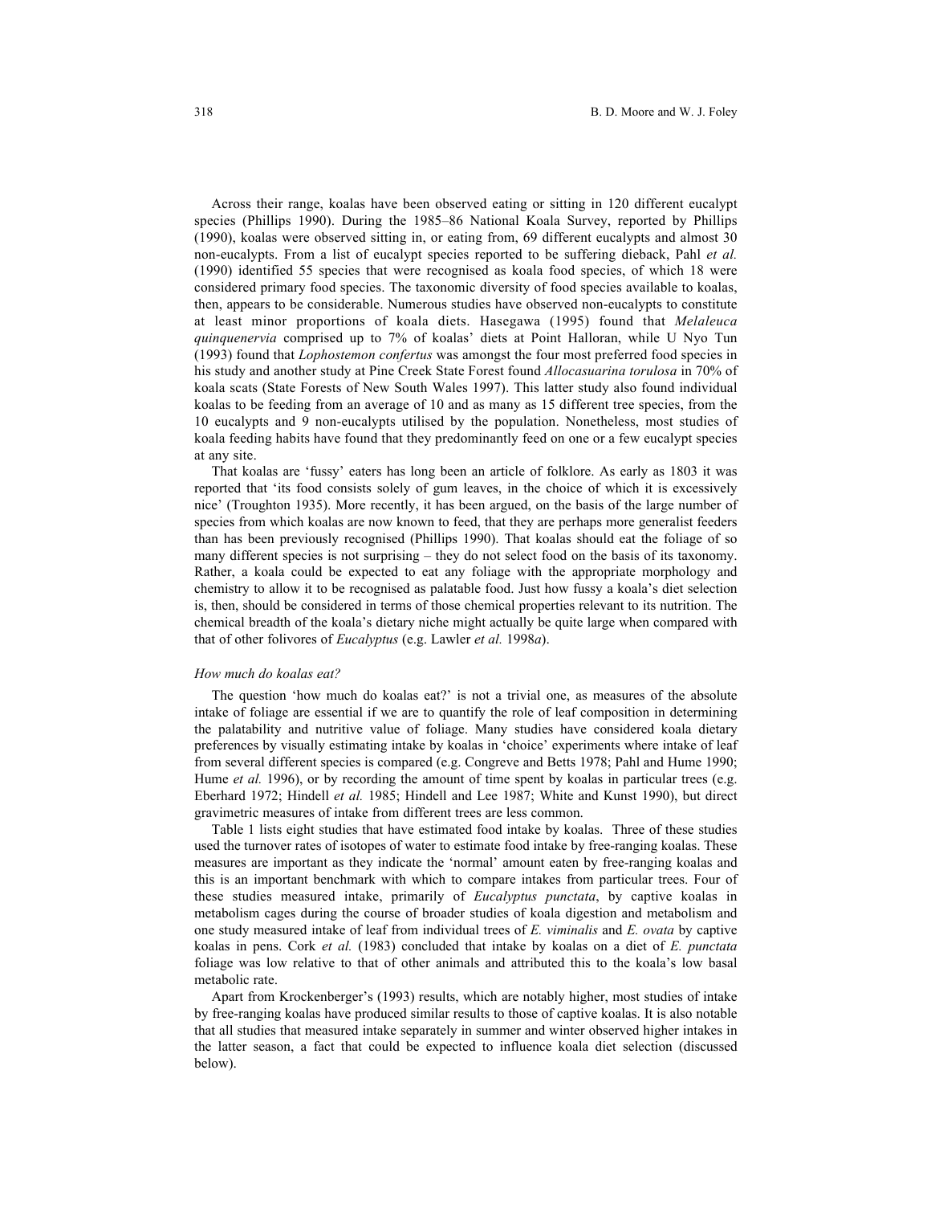Across their range, koalas have been observed eating or sitting in 120 different eucalypt species (Phillips 1990). During the 1985–86 National Koala Survey, reported by Phillips (1990), koalas were observed sitting in, or eating from, 69 different eucalypts and almost 30 non-eucalypts. From a list of eucalypt species reported to be suffering dieback, Pahl *et al.* (1990) identified 55 species that were recognised as koala food species, of which 18 were considered primary food species. The taxonomic diversity of food species available to koalas, then, appears to be considerable. Numerous studies have observed non-eucalypts to constitute at least minor proportions of koala diets. Hasegawa (1995) found that *Melaleuca quinquenervia* comprised up to 7% of koalas' diets at Point Halloran, while U Nyo Tun (1993) found that *Lophostemon confertus* was amongst the four most preferred food species in his study and another study at Pine Creek State Forest found *Allocasuarina torulosa* in 70% of koala scats (State Forests of New South Wales 1997). This latter study also found individual koalas to be feeding from an average of 10 and as many as 15 different tree species, from the 10 eucalypts and 9 non-eucalypts utilised by the population. Nonetheless, most studies of koala feeding habits have found that they predominantly feed on one or a few eucalypt species at any site.

That koalas are 'fussy' eaters has long been an article of folklore. As early as 1803 it was reported that 'its food consists solely of gum leaves, in the choice of which it is excessively nice' (Troughton 1935). More recently, it has been argued, on the basis of the large number of species from which koalas are now known to feed, that they are perhaps more generalist feeders than has been previously recognised (Phillips 1990). That koalas should eat the foliage of so many different species is not surprising – they do not select food on the basis of its taxonomy. Rather, a koala could be expected to eat any foliage with the appropriate morphology and chemistry to allow it to be recognised as palatable food. Just how fussy a koala's diet selection is, then, should be considered in terms of those chemical properties relevant to its nutrition. The chemical breadth of the koala's dietary niche might actually be quite large when compared with that of other folivores of *Eucalyptus* (e.g. Lawler *et al.* 1998*a*).

*How much do koalas eat?*

The question 'how much do koalas eat?' is not a trivial one, as measures of the absolute intake of foliage are essential if we are to quantify the role of leaf composition in determining the palatability and nutritive value of foliage. Many studies have considered koala dietary preferences by visually estimating intake by koalas in 'choice' experiments where intake of leaf from several different species is compared (e.g. Congreve and Betts 1978; Pahl and Hume 1990; Hume *et al.* 1996), or by recording the amount of time spent by koalas in particular trees (e.g. Eberhard 1972; Hindell *et al.* 1985; Hindell and Lee 1987; White and Kunst 1990), but direct gravimetric measures of intake from different trees are less common.

Table 1 lists eight studies that have estimated food intake by koalas. Three of these studies used the turnover rates of isotopes of water to estimate food intake by free-ranging koalas. These measures are important as they indicate the 'normal' amount eaten by free-ranging koalas and this is an important benchmark with which to compare intakes from particular trees. Four of these studies measured intake, primarily of *Eucalyptus punctata*, by captive koalas in metabolism cages during the course of broader studies of koala digestion and metabolism and one study measured intake of leaf from individual trees of *E. viminalis* and *E. ovata* by captive koalas in pens. Cork *et al.* (1983) concluded that intake by koalas on a diet of *E. punctata* foliage was low relative to that of other animals and attributed this to the koala's low basal metabolic rate.

Apart from Krockenberger's (1993) results, which are notably higher, most studies of intake by free-ranging koalas have produced similar results to those of captive koalas. It is also notable that all studies that measured intake separately in summer and winter observed higher intakes in the latter season, a fact that could be expected to influence koala diet selection (discussed below).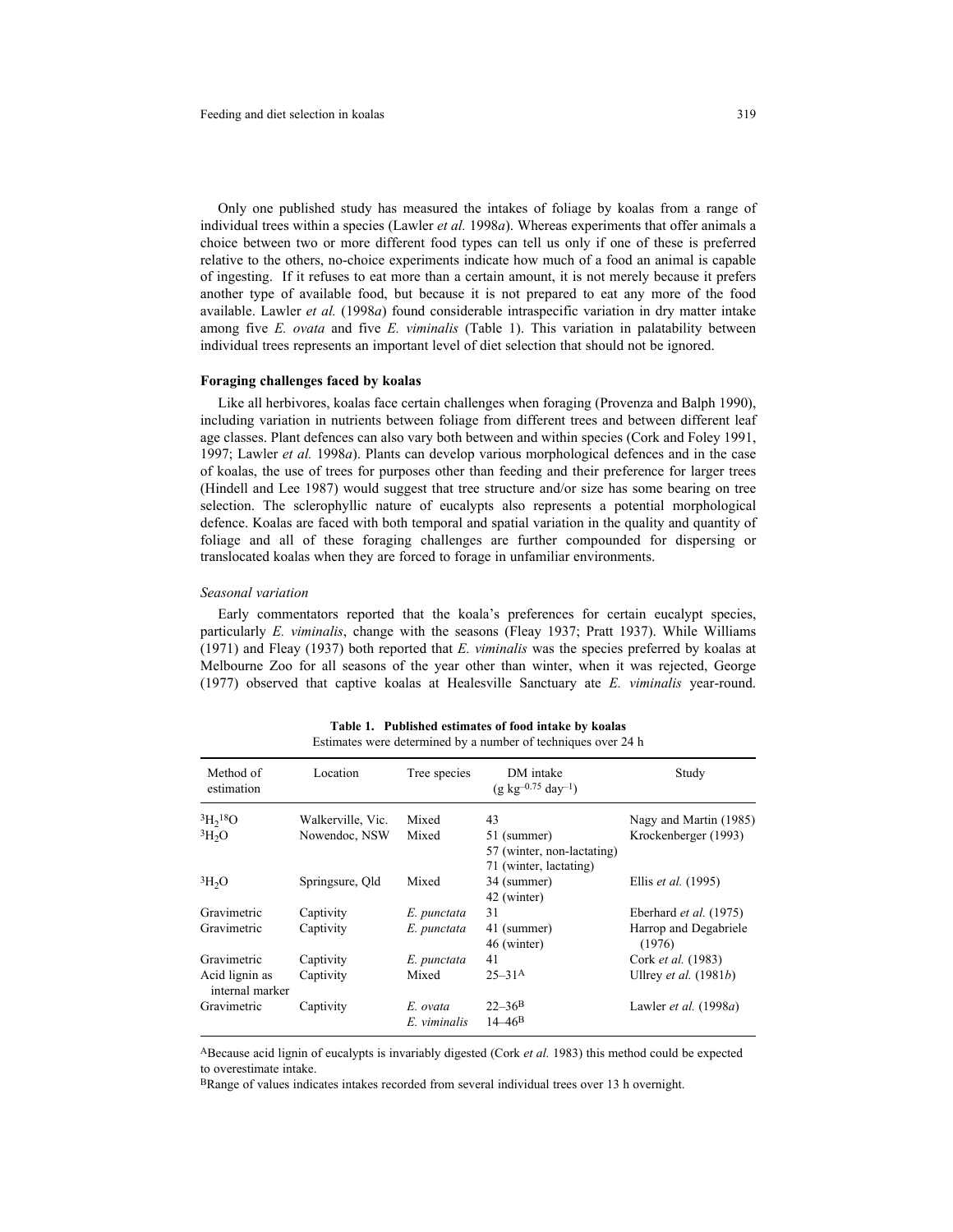Only one published study has measured the intakes of foliage by koalas from a range of individual trees within a species (Lawler *et al.* 1998*a*). Whereas experiments that offer animals a choice between two or more different food types can tell us only if one of these is preferred relative to the others, no-choice experiments indicate how much of a food an animal is capable of ingesting. If it refuses to eat more than a certain amount, it is not merely because it prefers another type of available food, but because it is not prepared to eat any more of the food available. Lawler *et al.* (1998*a*) found considerable intraspecific variation in dry matter intake among five *E. ovata* and five *E. viminalis* (Table 1). This variation in palatability between individual trees represents an important level of diet selection that should not be ignored.

**Foraging challenges faced by koalas**

Like all herbivores, koalas face certain challenges when foraging (Provenza and Balph 1990), including variation in nutrients between foliage from different trees and between different leaf age classes. Plant defences can also vary both between and within species (Cork and Foley 1991, 1997; Lawler *et al.* 1998*a*). Plants can develop various morphological defences and in the case of koalas, the use of trees for purposes other than feeding and their preference for larger trees (Hindell and Lee 1987) would suggest that tree structure and/or size has some bearing on tree selection. The sclerophyllic nature of eucalypts also represents a potential morphological defence. Koalas are faced with both temporal and spatial variation in the quality and quantity of foliage and all of these foraging challenges are further compounded for dispersing or translocated koalas when they are forced to forage in unfamiliar environments.

*Seasonal variation*

Early commentators reported that the koala's preferences for certain eucalypt species, particularly *E. viminalis*, change with the seasons (Fleay 1937; Pratt 1937). While Williams (1971) and Fleay (1937) both reported that *E. viminalis* was the species preferred by koalas at Melbourne Zoo for all seasons of the year other than winter, when it was rejected, George (1977) observed that captive koalas at Healesville Sanctuary ate *E. viminalis* year-round.

**Table 1. Published estimates of food intake by koalas**
Estimates were determined by a number of techniques over 24 h

| Method of estimation | Location | Tree species | DM intake ($g\ kg^{-0.75}\ day^{-1}$) | Study |
|---|---|---|---|---|
| $^{3}H_2{}^{18}O$ | Walkerville, Vic. | Mixed | 43 | Nagy and Martin (1985) |
| $^{3}H_2O$ | Nowendoc, NSW | Mixed | 51 (summer)<br>57 (winter, non-lactating)<br>71 (winter, lactating) | Krockenberger (1993) |
| $^{3}H_2O$ | Springsure, Qld | Mixed | 34 (summer)<br>42 (winter) | Ellis *et al.* (1995) |
| Gravimetric | Captivity | *E. punctata* | 31 | Eberhard *et al.* (1975) |
| Gravimetric | Captivity | *E. punctata* | 41 (summer)<br>46 (winter) | Harrop and Degabriele (1976) |
| Gravimetric | Captivity | *E. punctata* | 41 | Cork *et al.* (1983) |
| Acid lignin as internal marker | Captivity | Mixed | 25–31[A] | Ullrey *et al.* (1981*b*) |
| Gravimetric | Captivity | *E. ovata*<br>*E. viminalis* | 22–36[B]<br>14–46[B] | Lawler *et al.* (1998*a*) |

[A]Because acid lignin of eucalypts is invariably digested (Cork *et al.* 1983) this method could be expected to overestimate intake.

[B]Range of values indicates intakes recorded from several individual trees over 13 h overnight.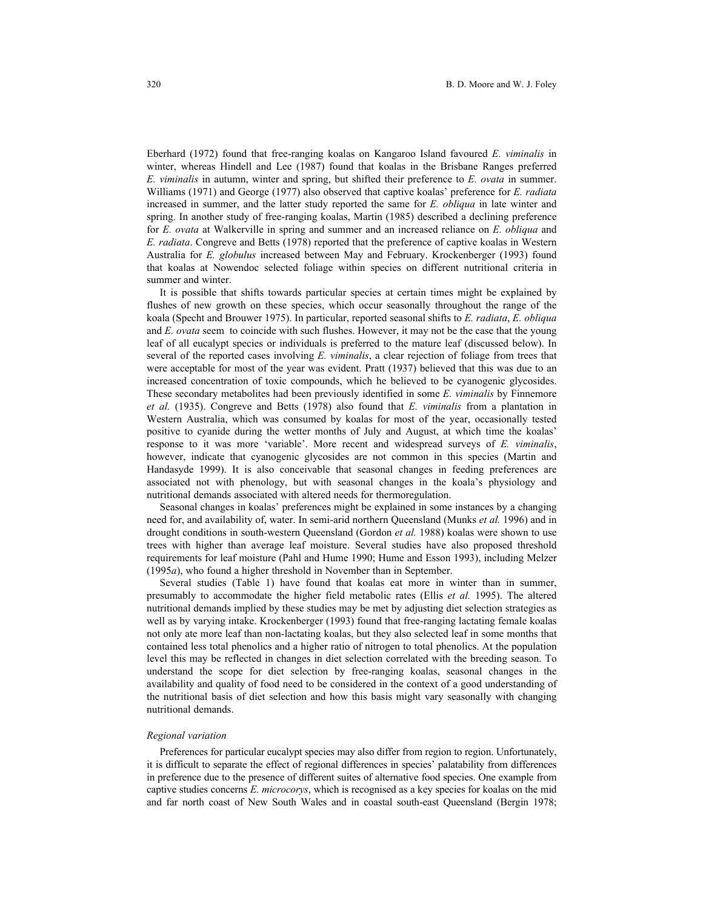Eberhard (1972) found that free-ranging koalas on Kangaroo Island favoured *E. viminalis* in winter, whereas Hindell and Lee (1987) found that koalas in the Brisbane Ranges preferred *E. viminalis* in autumn, winter and spring, but shifted their preference to *E. ovata* in summer. Williams (1971) and George (1977) also observed that captive koalas' preference for *E. radiata* increased in summer, and the latter study reported the same for *E. obliqua* in late winter and spring. In another study of free-ranging koalas, Martin (1985) described a declining preference for *E. ovata* at Walkerville in spring and summer and an increased reliance on *E. obliqua* and *E. radiata*. Congreve and Betts (1978) reported that the preference of captive koalas in Western Australia for *E. globulus* increased between May and February. Krockenberger (1993) found that koalas at Nowendoc selected foliage within species on different nutritional criteria in summer and winter.

It is possible that shifts towards particular species at certain times might be explained by flushes of new growth on these species, which occur seasonally throughout the range of the koala (Specht and Brouwer 1975). In particular, reported seasonal shifts to *E. radiata*, *E. obliqua* and *E. ovata* seem to coincide with such flushes. However, it may not be the case that the young leaf of all eucalypt species or individuals is preferred to the mature leaf (discussed below). In several of the reported cases involving *E. viminalis*, a clear rejection of foliage from trees that were acceptable for most of the year was evident. Pratt (1937) believed that this was due to an increased concentration of toxic compounds, which he believed to be cyanogenic glycosides. These secondary metabolites had been previously identified in some *E. viminalis* by Finnemore *et al.* (1935). Congreve and Betts (1978) also found that *E. viminalis* from a plantation in Western Australia, which was consumed by koalas for most of the year, occasionally tested positive to cyanide during the wetter months of July and August, at which time the koalas' response to it was more 'variable'. More recent and widespread surveys of *E. viminalis*, however, indicate that cyanogenic glycosides are not common in this species (Martin and Handasyde 1999). It is also conceivable that seasonal changes in feeding preferences are associated not with phenology, but with seasonal changes in the koala's physiology and nutritional demands associated with altered needs for thermoregulation.

Seasonal changes in koalas' preferences might be explained in some instances by a changing need for, and availability of, water. In semi-arid northern Queensland (Munks *et al.* 1996) and in drought conditions in south-western Queensland (Gordon *et al.* 1988) koalas were shown to use trees with higher than average leaf moisture. Several studies have also proposed threshold requirements for leaf moisture (Pahl and Hume 1990; Hume and Esson 1993), including Melzer (1995*a*), who found a higher threshold in November than in September.

Several studies (Table 1) have found that koalas eat more in winter than in summer, presumably to accommodate the higher field metabolic rates (Ellis *et al.* 1995). The altered nutritional demands implied by these studies may be met by adjusting diet selection strategies as well as by varying intake. Krockenberger (1993) found that free-ranging lactating female koalas not only ate more leaf than non-lactating koalas, but they also selected leaf in some months that contained less total phenolics and a higher ratio of nitrogen to total phenolics. At the population level this may be reflected in changes in diet selection correlated with the breeding season. To understand the scope for diet selection by free-ranging koalas, seasonal changes in the availability and quality of food need to be considered in the context of a good understanding of the nutritional basis of diet selection and how this basis might vary seasonally with changing nutritional demands.

### *Regional variation*

Preferences for particular eucalypt species may also differ from region to region. Unfortunately, it is difficult to separate the effect of regional differences in species' palatability from differences in preference due to the presence of different suites of alternative food species. One example from captive studies concerns *E. microcorys*, which is recognised as a key species for koalas on the mid and far north coast of New South Wales and in coastal south-east Queensland (Bergin 1978;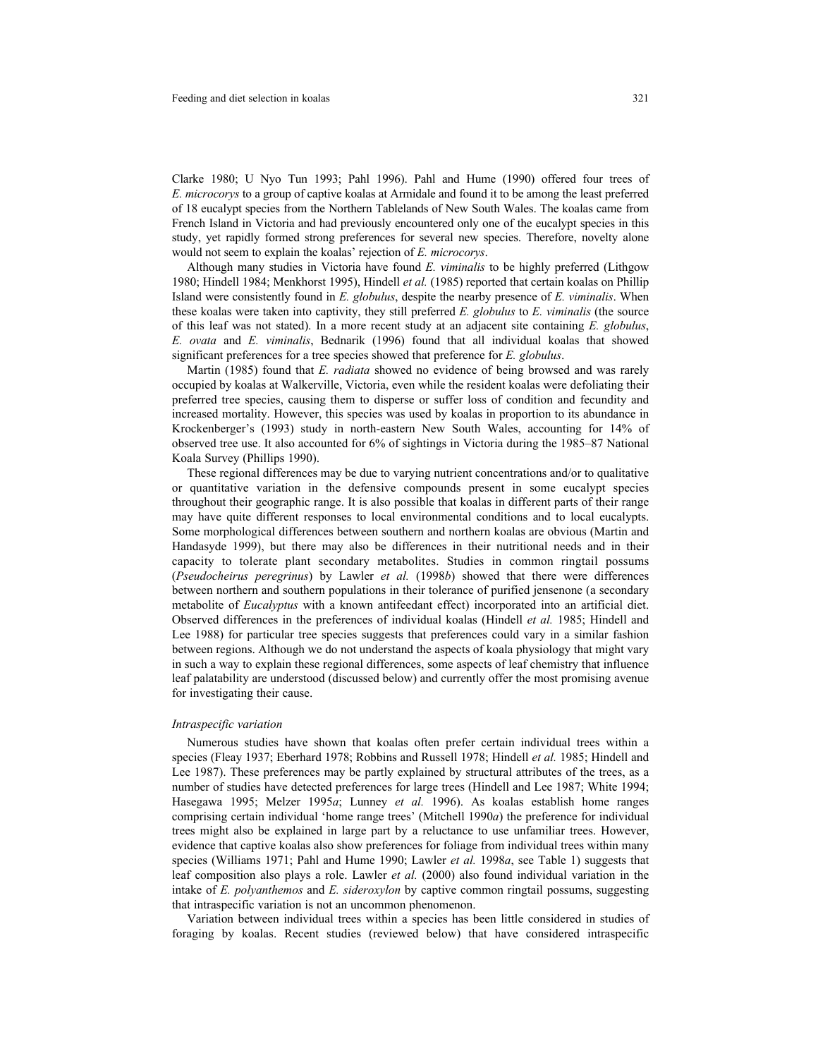Clarke 1980; U Nyo Tun 1993; Pahl 1996). Pahl and Hume (1990) offered four trees of *E. microcorys* to a group of captive koalas at Armidale and found it to be among the least preferred of 18 eucalypt species from the Northern Tablelands of New South Wales. The koalas came from French Island in Victoria and had previously encountered only one of the eucalypt species in this study, yet rapidly formed strong preferences for several new species. Therefore, novelty alone would not seem to explain the koalas' rejection of *E. microcorys*.

Although many studies in Victoria have found *E. viminalis* to be highly preferred (Lithgow 1980; Hindell 1984; Menkhorst 1995), Hindell *et al.* (1985) reported that certain koalas on Phillip Island were consistently found in *E. globulus*, despite the nearby presence of *E. viminalis*. When these koalas were taken into captivity, they still preferred *E. globulus* to *E. viminalis* (the source of this leaf was not stated). In a more recent study at an adjacent site containing *E. globulus*, *E. ovata* and *E. viminalis*, Bednarik (1996) found that all individual koalas that showed significant preferences for a tree species showed that preference for *E. globulus*.

Martin (1985) found that *E. radiata* showed no evidence of being browsed and was rarely occupied by koalas at Walkerville, Victoria, even while the resident koalas were defoliating their preferred tree species, causing them to disperse or suffer loss of condition and fecundity and increased mortality. However, this species was used by koalas in proportion to its abundance in Krockenberger's (1993) study in north-eastern New South Wales, accounting for 14% of observed tree use. It also accounted for 6% of sightings in Victoria during the 1985–87 National Koala Survey (Phillips 1990).

These regional differences may be due to varying nutrient concentrations and/or to qualitative or quantitative variation in the defensive compounds present in some eucalypt species throughout their geographic range. It is also possible that koalas in different parts of their range may have quite different responses to local environmental conditions and to local eucalypts. Some morphological differences between southern and northern koalas are obvious (Martin and Handasyde 1999), but there may also be differences in their nutritional needs and in their capacity to tolerate plant secondary metabolites. Studies in common ringtail possums (*Pseudocheirus peregrinus*) by Lawler *et al.* (1998*b*) showed that there were differences between northern and southern populations in their tolerance of purified jensenone (a secondary metabolite of *Eucalyptus* with a known antifeedant effect) incorporated into an artificial diet. Observed differences in the preferences of individual koalas (Hindell *et al.* 1985; Hindell and Lee 1988) for particular tree species suggests that preferences could vary in a similar fashion between regions. Although we do not understand the aspects of koala physiology that might vary in such a way to explain these regional differences, some aspects of leaf chemistry that influence leaf palatability are understood (discussed below) and currently offer the most promising avenue for investigating their cause.

### *Intraspecific variation*

Numerous studies have shown that koalas often prefer certain individual trees within a species (Fleay 1937; Eberhard 1978; Robbins and Russell 1978; Hindell *et al.* 1985; Hindell and Lee 1987). These preferences may be partly explained by structural attributes of the trees, as a number of studies have detected preferences for large trees (Hindell and Lee 1987; White 1994; Hasegawa 1995; Melzer 1995*a*; Lunney *et al.* 1996). As koalas establish home ranges comprising certain individual 'home range trees' (Mitchell 1990*a*) the preference for individual trees might also be explained in large part by a reluctance to use unfamiliar trees. However, evidence that captive koalas also show preferences for foliage from individual trees within many species (Williams 1971; Pahl and Hume 1990; Lawler *et al.* 1998*a*, see Table 1) suggests that leaf composition also plays a role. Lawler *et al.* (2000) also found individual variation in the intake of *E. polyanthemos* and *E. sideroxylon* by captive common ringtail possums, suggesting that intraspecific variation is not an uncommon phenomenon.

Variation between individual trees within a species has been little considered in studies of foraging by koalas. Recent studies (reviewed below) that have considered intraspecific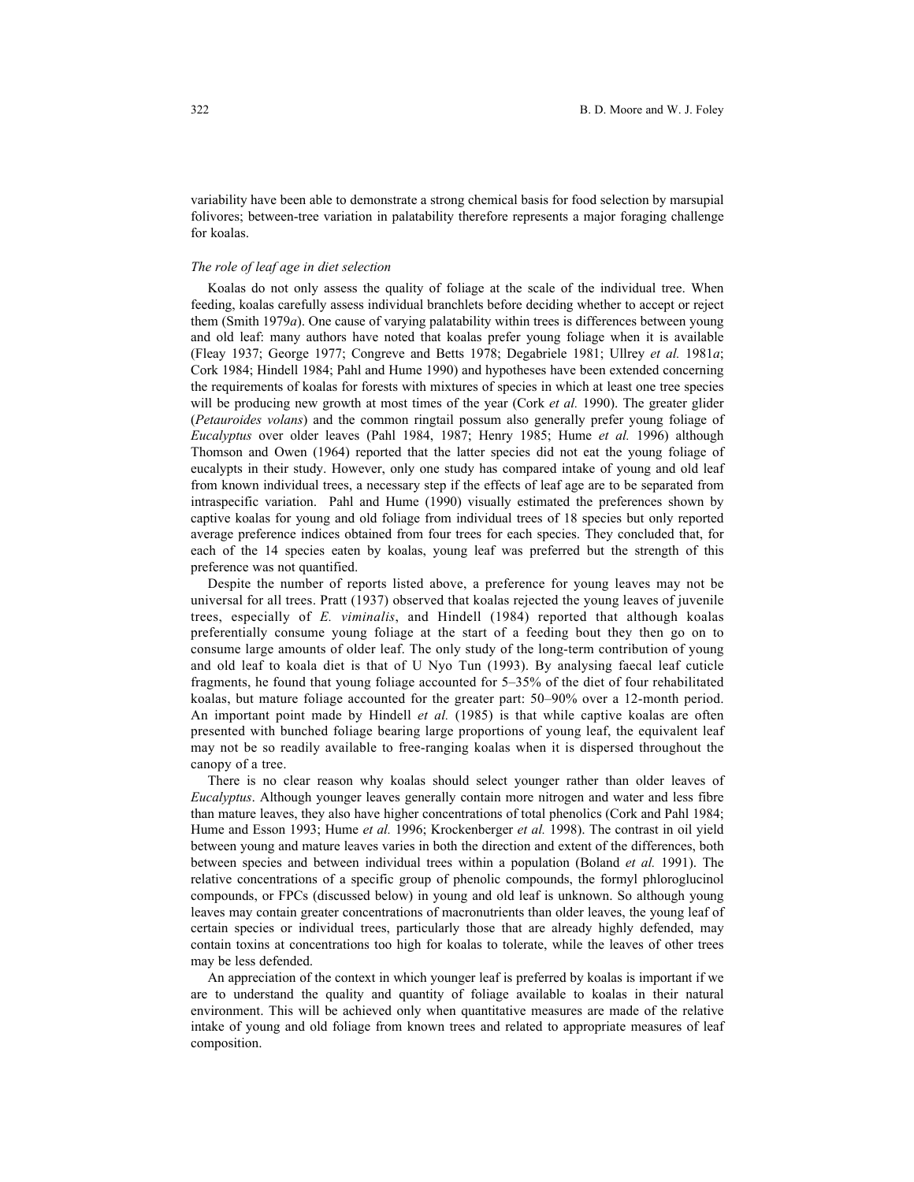variability have been able to demonstrate a strong chemical basis for food selection by marsupial folivores; between-tree variation in palatability therefore represents a major foraging challenge for koalas.

### *The role of leaf age in diet selection*

Koalas do not only assess the quality of foliage at the scale of the individual tree. When feeding, koalas carefully assess individual branchlets before deciding whether to accept or reject them (Smith 1979*a*). One cause of varying palatability within trees is differences between young and old leaf: many authors have noted that koalas prefer young foliage when it is available (Fleay 1937; George 1977; Congreve and Betts 1978; Degabriele 1981; Ullrey *et al.* 1981*a*; Cork 1984; Hindell 1984; Pahl and Hume 1990) and hypotheses have been extended concerning the requirements of koalas for forests with mixtures of species in which at least one tree species will be producing new growth at most times of the year (Cork *et al.* 1990). The greater glider (*Petauroides volans*) and the common ringtail possum also generally prefer young foliage of *Eucalyptus* over older leaves (Pahl 1984, 1987; Henry 1985; Hume *et al.* 1996) although Thomson and Owen (1964) reported that the latter species did not eat the young foliage of eucalypts in their study. However, only one study has compared intake of young and old leaf from known individual trees, a necessary step if the effects of leaf age are to be separated from intraspecific variation. Pahl and Hume (1990) visually estimated the preferences shown by captive koalas for young and old foliage from individual trees of 18 species but only reported average preference indices obtained from four trees for each species. They concluded that, for each of the 14 species eaten by koalas, young leaf was preferred but the strength of this preference was not quantified.

Despite the number of reports listed above, a preference for young leaves may not be universal for all trees. Pratt (1937) observed that koalas rejected the young leaves of juvenile trees, especially of *E. viminalis*, and Hindell (1984) reported that although koalas preferentially consume young foliage at the start of a feeding bout they then go on to consume large amounts of older leaf. The only study of the long-term contribution of young and old leaf to koala diet is that of U Nyo Tun (1993). By analysing faecal leaf cuticle fragments, he found that young foliage accounted for 5–35% of the diet of four rehabilitated koalas, but mature foliage accounted for the greater part: 50–90% over a 12-month period. An important point made by Hindell *et al.* (1985) is that while captive koalas are often presented with bunched foliage bearing large proportions of young leaf, the equivalent leaf may not be so readily available to free-ranging koalas when it is dispersed throughout the canopy of a tree.

There is no clear reason why koalas should select younger rather than older leaves of *Eucalyptus*. Although younger leaves generally contain more nitrogen and water and less fibre than mature leaves, they also have higher concentrations of total phenolics (Cork and Pahl 1984; Hume and Esson 1993; Hume *et al.* 1996; Krockenberger *et al.* 1998). The contrast in oil yield between young and mature leaves varies in both the direction and extent of the differences, both between species and between individual trees within a population (Boland *et al.* 1991). The relative concentrations of a specific group of phenolic compounds, the formyl phloroglucinol compounds, or FPCs (discussed below) in young and old leaf is unknown. So although young leaves may contain greater concentrations of macronutrients than older leaves, the young leaf of certain species or individual trees, particularly those that are already highly defended, may contain toxins at concentrations too high for koalas to tolerate, while the leaves of other trees may be less defended.

An appreciation of the context in which younger leaf is preferred by koalas is important if we are to understand the quality and quantity of foliage available to koalas in their natural environment. This will be achieved only when quantitative measures are made of the relative intake of young and old foliage from known trees and related to appropriate measures of leaf composition.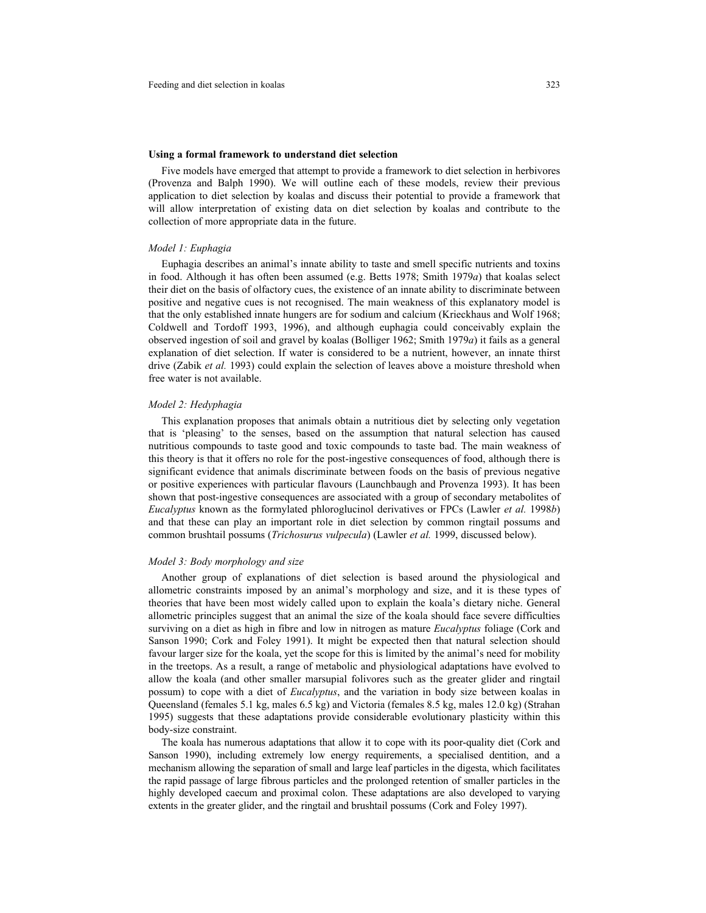### Using a formal framework to understand diet selection

Five models have emerged that attempt to provide a framework to diet selection in herbivores (Provenza and Balph 1990). We will outline each of these models, review their previous application to diet selection by koalas and discuss their potential to provide a framework that will allow interpretation of existing data on diet selection by koalas and contribute to the collection of more appropriate data in the future.

#### *Model 1: Euphagia*

Euphagia describes an animal's innate ability to taste and smell specific nutrients and toxins in food. Although it has often been assumed (e.g. Betts 1978; Smith 1979*a*) that koalas select their diet on the basis of olfactory cues, the existence of an innate ability to discriminate between positive and negative cues is not recognised. The main weakness of this explanatory model is that the only established innate hungers are for sodium and calcium (Krieckhaus and Wolf 1968; Coldwell and Tordoff 1993, 1996), and although euphagia could conceivably explain the observed ingestion of soil and gravel by koalas (Bolliger 1962; Smith 1979*a*) it fails as a general explanation of diet selection. If water is considered to be a nutrient, however, an innate thirst drive (Zabik *et al.* 1993) could explain the selection of leaves above a moisture threshold when free water is not available.

#### *Model 2: Hedyphagia*

This explanation proposes that animals obtain a nutritious diet by selecting only vegetation that is 'pleasing' to the senses, based on the assumption that natural selection has caused nutritious compounds to taste good and toxic compounds to taste bad. The main weakness of this theory is that it offers no role for the post-ingestive consequences of food, although there is significant evidence that animals discriminate between foods on the basis of previous negative or positive experiences with particular flavours (Launchbaugh and Provenza 1993). It has been shown that post-ingestive consequences are associated with a group of secondary metabolites of *Eucalyptus* known as the formylated phloroglucinol derivatives or FPCs (Lawler *et al.* 1998*b*) and that these can play an important role in diet selection by common ringtail possums and common brushtail possums (*Trichosurus vulpecula*) (Lawler *et al.* 1999, discussed below).

#### *Model 3: Body morphology and size*

Another group of explanations of diet selection is based around the physiological and allometric constraints imposed by an animal's morphology and size, and it is these types of theories that have been most widely called upon to explain the koala's dietary niche. General allometric principles suggest that an animal the size of the koala should face severe difficulties surviving on a diet as high in fibre and low in nitrogen as mature *Eucalyptus* foliage (Cork and Sanson 1990; Cork and Foley 1991). It might be expected then that natural selection should favour larger size for the koala, yet the scope for this is limited by the animal's need for mobility in the treetops. As a result, a range of metabolic and physiological adaptations have evolved to allow the koala (and other smaller marsupial folivores such as the greater glider and ringtail possum) to cope with a diet of *Eucalyptus*, and the variation in body size between koalas in Queensland (females 5.1 kg, males 6.5 kg) and Victoria (females 8.5 kg, males 12.0 kg) (Strahan 1995) suggests that these adaptations provide considerable evolutionary plasticity within this body-size constraint.

The koala has numerous adaptations that allow it to cope with its poor-quality diet (Cork and Sanson 1990), including extremely low energy requirements, a specialised dentition, and a mechanism allowing the separation of small and large leaf particles in the digesta, which facilitates the rapid passage of large fibrous particles and the prolonged retention of smaller particles in the highly developed caecum and proximal colon. These adaptations are also developed to varying extents in the greater glider, and the ringtail and brushtail possums (Cork and Foley 1997).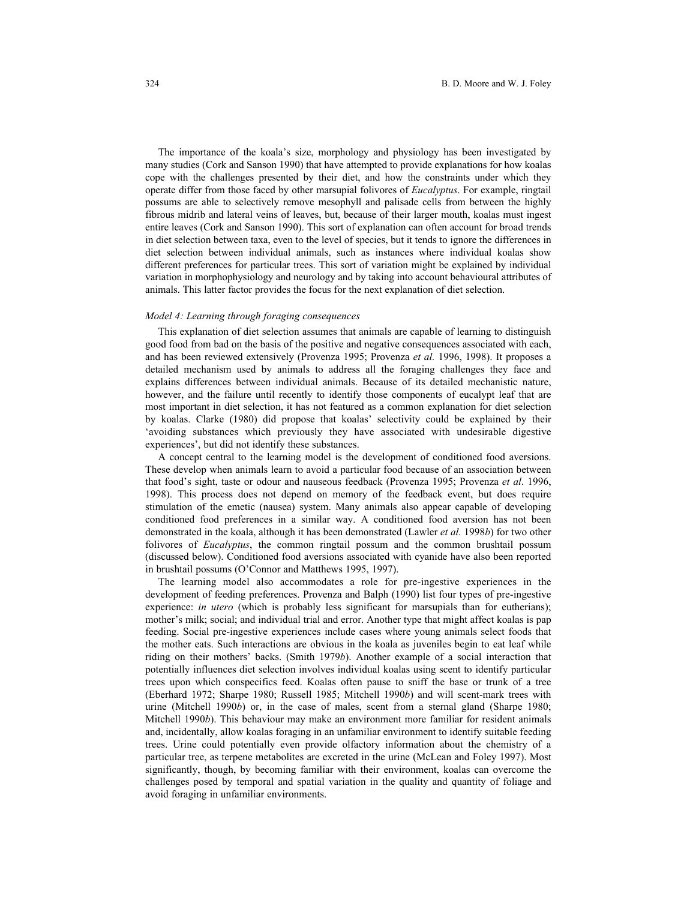The importance of the koala's size, morphology and physiology has been investigated by many studies (Cork and Sanson 1990) that have attempted to provide explanations for how koalas cope with the challenges presented by their diet, and how the constraints under which they operate differ from those faced by other marsupial folivores of *Eucalyptus*. For example, ringtail possums are able to selectively remove mesophyll and palisade cells from between the highly fibrous midrib and lateral veins of leaves, but, because of their larger mouth, koalas must ingest entire leaves (Cork and Sanson 1990). This sort of explanation can often account for broad trends in diet selection between taxa, even to the level of species, but it tends to ignore the differences in diet selection between individual animals, such as instances where individual koalas show different preferences for particular trees. This sort of variation might be explained by individual variation in morphophysiology and neurology and by taking into account behavioural attributes of animals. This latter factor provides the focus for the next explanation of diet selection.

*Model 4: Learning through foraging consequences*

This explanation of diet selection assumes that animals are capable of learning to distinguish good food from bad on the basis of the positive and negative consequences associated with each, and has been reviewed extensively (Provenza 1995; Provenza *et al.* 1996, 1998). It proposes a detailed mechanism used by animals to address all the foraging challenges they face and explains differences between individual animals. Because of its detailed mechanistic nature, however, and the failure until recently to identify those components of eucalypt leaf that are most important in diet selection, it has not featured as a common explanation for diet selection by koalas. Clarke (1980) did propose that koalas' selectivity could be explained by their 'avoiding substances which previously they have associated with undesirable digestive experiences', but did not identify these substances.

A concept central to the learning model is the development of conditioned food aversions. These develop when animals learn to avoid a particular food because of an association between that food's sight, taste or odour and nauseous feedback (Provenza 1995; Provenza *et al*. 1996, 1998). This process does not depend on memory of the feedback event, but does require stimulation of the emetic (nausea) system. Many animals also appear capable of developing conditioned food preferences in a similar way. A conditioned food aversion has not been demonstrated in the koala, although it has been demonstrated (Lawler *et al.* 1998*b*) for two other folivores of *Eucalyptus*, the common ringtail possum and the common brushtail possum (discussed below). Conditioned food aversions associated with cyanide have also been reported in brushtail possums (O'Connor and Matthews 1995, 1997).

The learning model also accommodates a role for pre-ingestive experiences in the development of feeding preferences. Provenza and Balph (1990) list four types of pre-ingestive experience: *in utero* (which is probably less significant for marsupials than for eutherians); mother's milk; social; and individual trial and error. Another type that might affect koalas is pap feeding. Social pre-ingestive experiences include cases where young animals select foods that the mother eats. Such interactions are obvious in the koala as juveniles begin to eat leaf while riding on their mothers' backs. (Smith 1979*b*). Another example of a social interaction that potentially influences diet selection involves individual koalas using scent to identify particular trees upon which conspecifics feed. Koalas often pause to sniff the base or trunk of a tree (Eberhard 1972; Sharpe 1980; Russell 1985; Mitchell 1990*b*) and will scent-mark trees with urine (Mitchell 1990*b*) or, in the case of males, scent from a sternal gland (Sharpe 1980; Mitchell 1990*b*). This behaviour may make an environment more familiar for resident animals and, incidentally, allow koalas foraging in an unfamiliar environment to identify suitable feeding trees. Urine could potentially even provide olfactory information about the chemistry of a particular tree, as terpene metabolites are excreted in the urine (McLean and Foley 1997). Most significantly, though, by becoming familiar with their environment, koalas can overcome the challenges posed by temporal and spatial variation in the quality and quantity of foliage and avoid foraging in unfamiliar environments.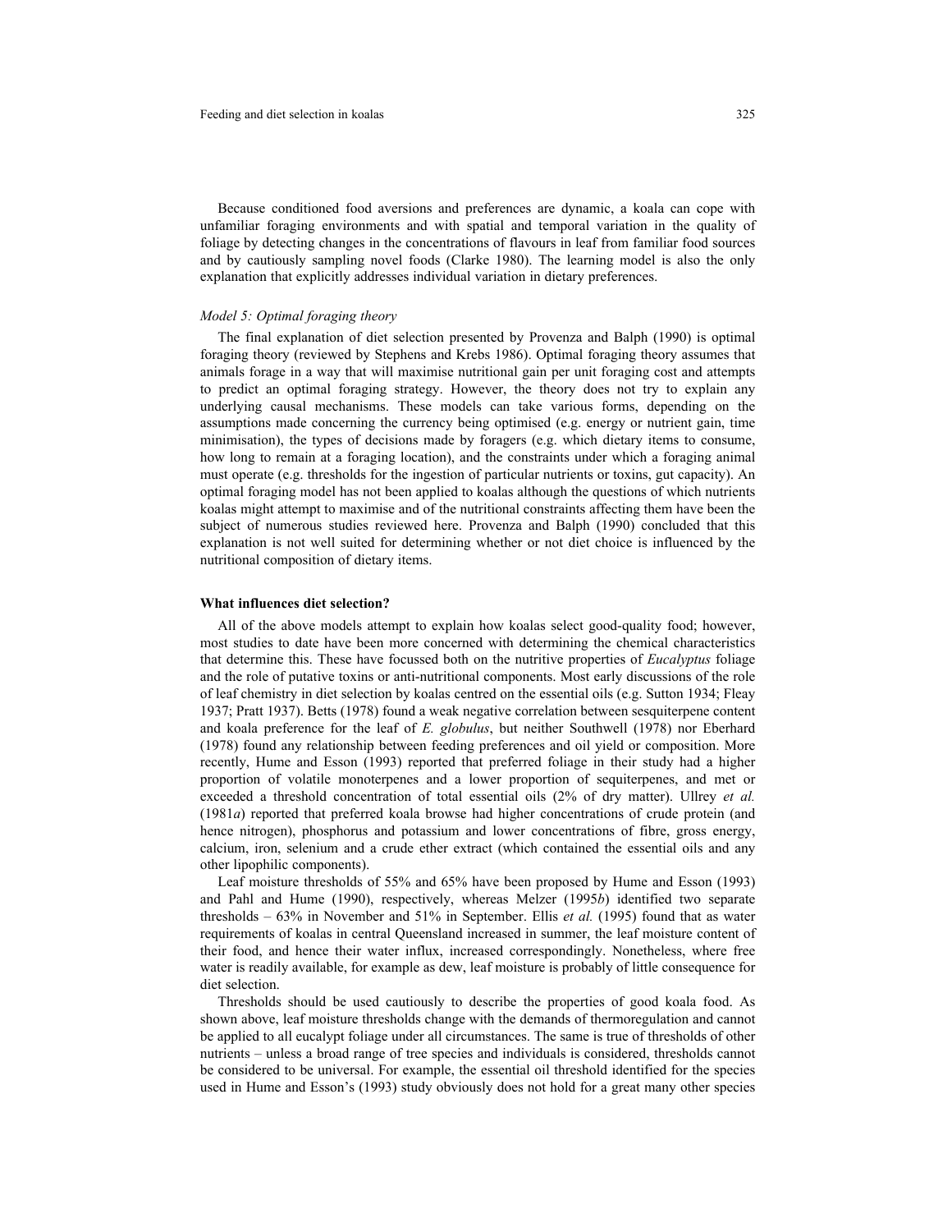Because conditioned food aversions and preferences are dynamic, a koala can cope with unfamiliar foraging environments and with spatial and temporal variation in the quality of foliage by detecting changes in the concentrations of flavours in leaf from familiar food sources and by cautiously sampling novel foods (Clarke 1980). The learning model is also the only explanation that explicitly addresses individual variation in dietary preferences.

*Model 5: Optimal foraging theory*

The final explanation of diet selection presented by Provenza and Balph (1990) is optimal foraging theory (reviewed by Stephens and Krebs 1986). Optimal foraging theory assumes that animals forage in a way that will maximise nutritional gain per unit foraging cost and attempts to predict an optimal foraging strategy. However, the theory does not try to explain any underlying causal mechanisms. These models can take various forms, depending on the assumptions made concerning the currency being optimised (e.g. energy or nutrient gain, time minimisation), the types of decisions made by foragers (e.g. which dietary items to consume, how long to remain at a foraging location), and the constraints under which a foraging animal must operate (e.g. thresholds for the ingestion of particular nutrients or toxins, gut capacity). An optimal foraging model has not been applied to koalas although the questions of which nutrients koalas might attempt to maximise and of the nutritional constraints affecting them have been the subject of numerous studies reviewed here. Provenza and Balph (1990) concluded that this explanation is not well suited for determining whether or not diet choice is influenced by the nutritional composition of dietary items.

**What influences diet selection?**

All of the above models attempt to explain how koalas select good-quality food; however, most studies to date have been more concerned with determining the chemical characteristics that determine this. These have focussed both on the nutritive properties of *Eucalyptus* foliage and the role of putative toxins or anti-nutritional components. Most early discussions of the role of leaf chemistry in diet selection by koalas centred on the essential oils (e.g. Sutton 1934; Fleay 1937; Pratt 1937). Betts (1978) found a weak negative correlation between sesquiterpene content and koala preference for the leaf of *E. globulus*, but neither Southwell (1978) nor Eberhard (1978) found any relationship between feeding preferences and oil yield or composition. More recently, Hume and Esson (1993) reported that preferred foliage in their study had a higher proportion of volatile monoterpenes and a lower proportion of sequiterpenes, and met or exceeded a threshold concentration of total essential oils (2% of dry matter). Ullrey *et al.* (1981*a*) reported that preferred koala browse had higher concentrations of crude protein (and hence nitrogen), phosphorus and potassium and lower concentrations of fibre, gross energy, calcium, iron, selenium and a crude ether extract (which contained the essential oils and any other lipophilic components).

Leaf moisture thresholds of 55% and 65% have been proposed by Hume and Esson (1993) and Pahl and Hume (1990), respectively, whereas Melzer (1995*b*) identified two separate thresholds – 63% in November and 51% in September. Ellis *et al.* (1995) found that as water requirements of koalas in central Queensland increased in summer, the leaf moisture content of their food, and hence their water influx, increased correspondingly. Nonetheless, where free water is readily available, for example as dew, leaf moisture is probably of little consequence for diet selection.

Thresholds should be used cautiously to describe the properties of good koala food. As shown above, leaf moisture thresholds change with the demands of thermoregulation and cannot be applied to all eucalypt foliage under all circumstances. The same is true of thresholds of other nutrients – unless a broad range of tree species and individuals is considered, thresholds cannot be considered to be universal. For example, the essential oil threshold identified for the species used in Hume and Esson's (1993) study obviously does not hold for a great many other species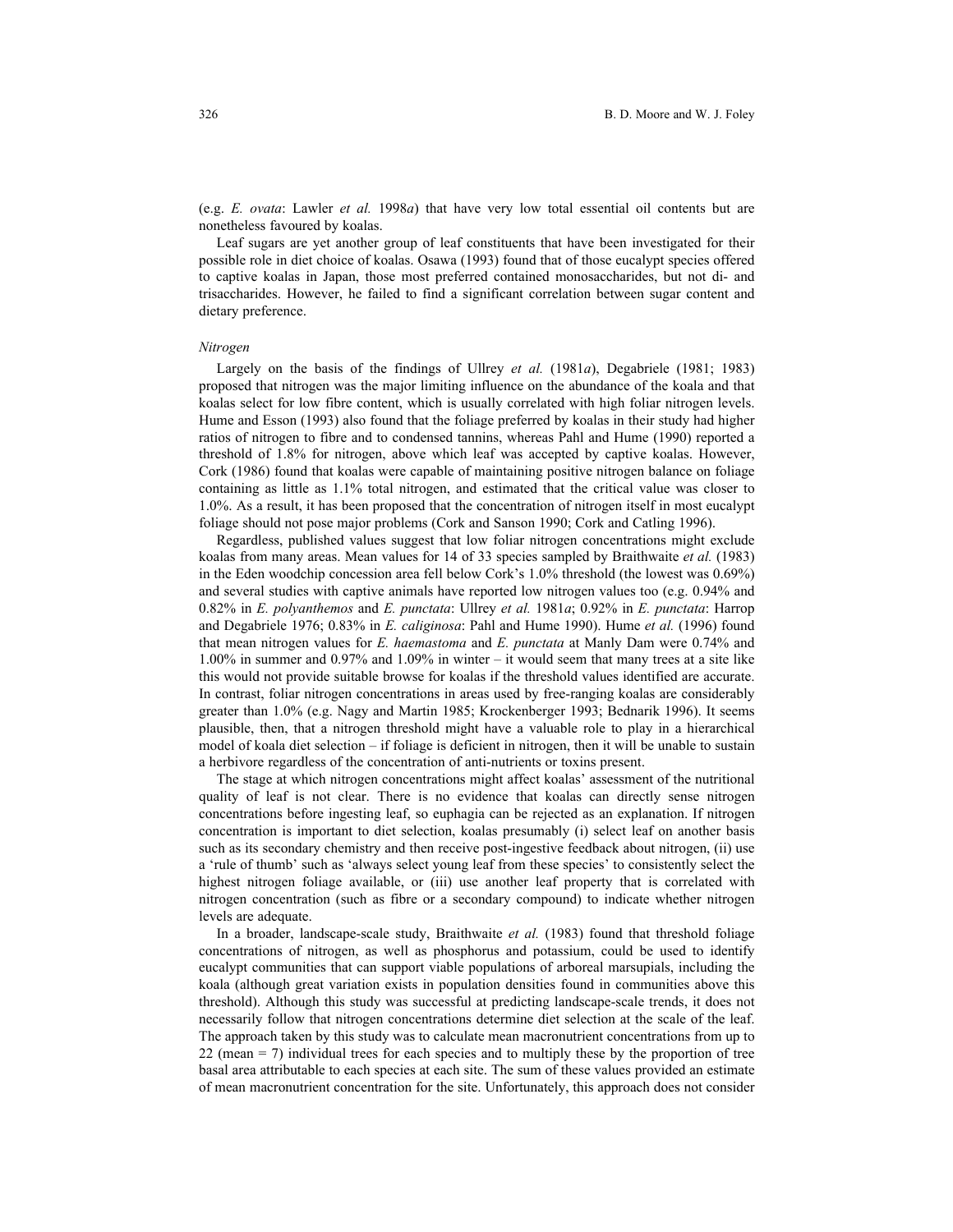(e.g. *E. ovata*: Lawler *et al.* 1998*a*) that have very low total essential oil contents but are nonetheless favoured by koalas.

Leaf sugars are yet another group of leaf constituents that have been investigated for their possible role in diet choice of koalas. Osawa (1993) found that of those eucalypt species offered to captive koalas in Japan, those most preferred contained monosaccharides, but not di- and trisaccharides. However, he failed to find a significant correlation between sugar content and dietary preference.

*Nitrogen*

Largely on the basis of the findings of Ullrey *et al.* (1981*a*), Degabriele (1981; 1983) proposed that nitrogen was the major limiting influence on the abundance of the koala and that koalas select for low fibre content, which is usually correlated with high foliar nitrogen levels. Hume and Esson (1993) also found that the foliage preferred by koalas in their study had higher ratios of nitrogen to fibre and to condensed tannins, whereas Pahl and Hume (1990) reported a threshold of 1.8% for nitrogen, above which leaf was accepted by captive koalas. However, Cork (1986) found that koalas were capable of maintaining positive nitrogen balance on foliage containing as little as 1.1% total nitrogen, and estimated that the critical value was closer to 1.0%. As a result, it has been proposed that the concentration of nitrogen itself in most eucalypt foliage should not pose major problems (Cork and Sanson 1990; Cork and Catling 1996).

Regardless, published values suggest that low foliar nitrogen concentrations might exclude koalas from many areas. Mean values for 14 of 33 species sampled by Braithwaite *et al.* (1983) in the Eden woodchip concession area fell below Cork's 1.0% threshold (the lowest was 0.69%) and several studies with captive animals have reported low nitrogen values too (e.g. 0.94% and 0.82% in *E. polyanthemos* and *E. punctata*: Ullrey *et al.* 1981*a*; 0.92% in *E. punctata*: Harrop and Degabriele 1976; 0.83% in *E. caliginosa*: Pahl and Hume 1990). Hume *et al.* (1996) found that mean nitrogen values for *E. haemastoma* and *E. punctata* at Manly Dam were 0.74% and 1.00% in summer and 0.97% and 1.09% in winter – it would seem that many trees at a site like this would not provide suitable browse for koalas if the threshold values identified are accurate. In contrast, foliar nitrogen concentrations in areas used by free-ranging koalas are considerably greater than 1.0% (e.g. Nagy and Martin 1985; Krockenberger 1993; Bednarik 1996). It seems plausible, then, that a nitrogen threshold might have a valuable role to play in a hierarchical model of koala diet selection – if foliage is deficient in nitrogen, then it will be unable to sustain a herbivore regardless of the concentration of anti-nutrients or toxins present.

The stage at which nitrogen concentrations might affect koalas' assessment of the nutritional quality of leaf is not clear. There is no evidence that koalas can directly sense nitrogen concentrations before ingesting leaf, so euphagia can be rejected as an explanation. If nitrogen concentration is important to diet selection, koalas presumably (i) select leaf on another basis such as its secondary chemistry and then receive post-ingestive feedback about nitrogen, (ii) use a 'rule of thumb' such as 'always select young leaf from these species' to consistently select the highest nitrogen foliage available, or (iii) use another leaf property that is correlated with nitrogen concentration (such as fibre or a secondary compound) to indicate whether nitrogen levels are adequate.

In a broader, landscape-scale study, Braithwaite *et al.* (1983) found that threshold foliage concentrations of nitrogen, as well as phosphorus and potassium, could be used to identify eucalypt communities that can support viable populations of arboreal marsupials, including the koala (although great variation exists in population densities found in communities above this threshold). Although this study was successful at predicting landscape-scale trends, it does not necessarily follow that nitrogen concentrations determine diet selection at the scale of the leaf. The approach taken by this study was to calculate mean macronutrient concentrations from up to 22 (mean = 7) individual trees for each species and to multiply these by the proportion of tree basal area attributable to each species at each site. The sum of these values provided an estimate of mean macronutrient concentration for the site. Unfortunately, this approach does not consider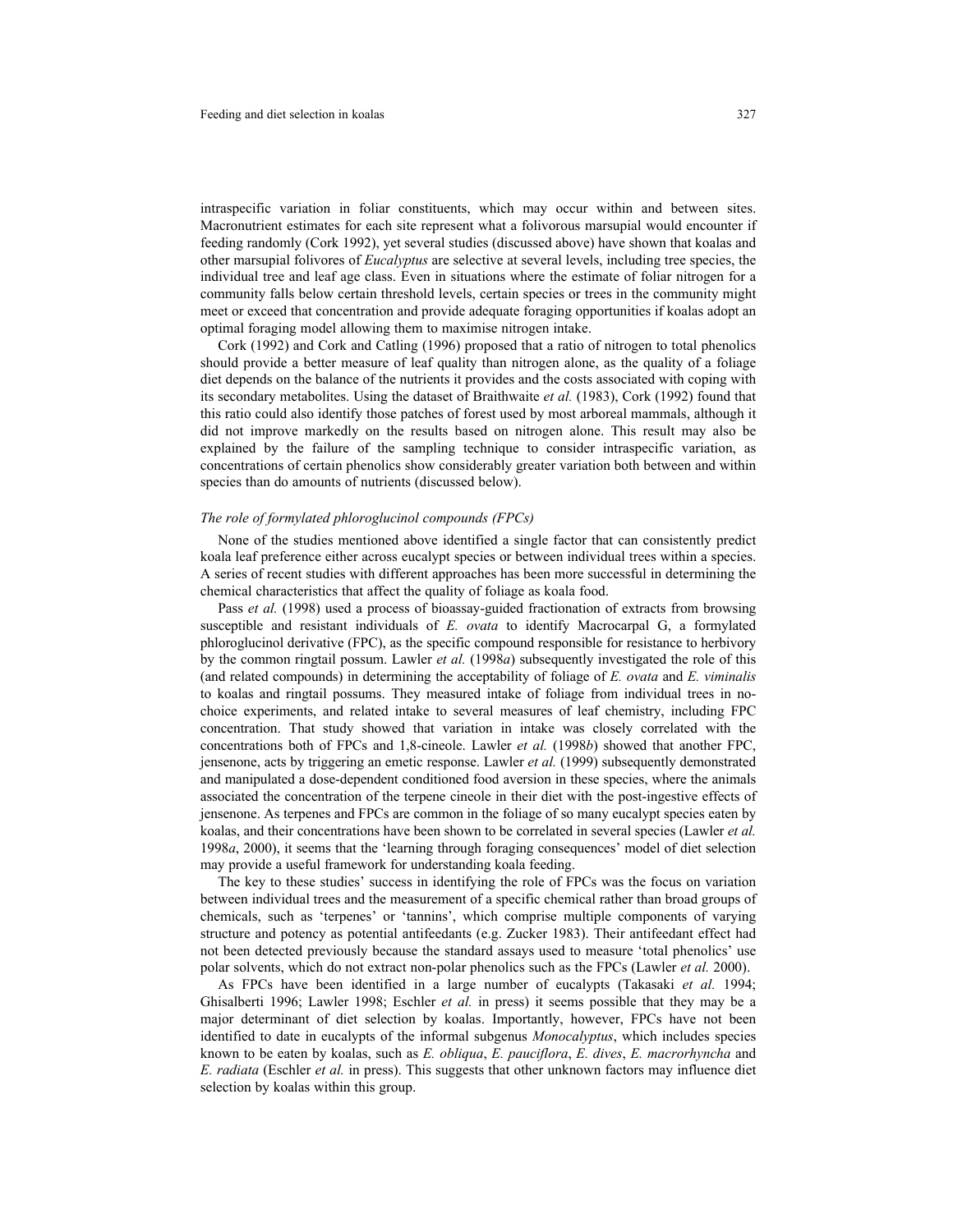intraspecific variation in foliar constituents, which may occur within and between sites. Macronutrient estimates for each site represent what a folivorous marsupial would encounter if feeding randomly (Cork 1992), yet several studies (discussed above) have shown that koalas and other marsupial folivores of *Eucalyptus* are selective at several levels, including tree species, the individual tree and leaf age class. Even in situations where the estimate of foliar nitrogen for a community falls below certain threshold levels, certain species or trees in the community might meet or exceed that concentration and provide adequate foraging opportunities if koalas adopt an optimal foraging model allowing them to maximise nitrogen intake.

Cork (1992) and Cork and Catling (1996) proposed that a ratio of nitrogen to total phenolics should provide a better measure of leaf quality than nitrogen alone, as the quality of a foliage diet depends on the balance of the nutrients it provides and the costs associated with coping with its secondary metabolites. Using the dataset of Braithwaite *et al.* (1983), Cork (1992) found that this ratio could also identify those patches of forest used by most arboreal mammals, although it did not improve markedly on the results based on nitrogen alone. This result may also be explained by the failure of the sampling technique to consider intraspecific variation, as concentrations of certain phenolics show considerably greater variation both between and within species than do amounts of nutrients (discussed below).

### *The role of formylated phloroglucinol compounds (FPCs)*

None of the studies mentioned above identified a single factor that can consistently predict koala leaf preference either across eucalypt species or between individual trees within a species. A series of recent studies with different approaches has been more successful in determining the chemical characteristics that affect the quality of foliage as koala food.

Pass *et al.* (1998) used a process of bioassay-guided fractionation of extracts from browsing susceptible and resistant individuals of *E. ovata* to identify Macrocarpal G, a formylated phloroglucinol derivative (FPC), as the specific compound responsible for resistance to herbivory by the common ringtail possum. Lawler *et al.* (1998*a*) subsequently investigated the role of this (and related compounds) in determining the acceptability of foliage of *E. ovata* and *E. viminalis* to koalas and ringtail possums. They measured intake of foliage from individual trees in no-choice experiments, and related intake to several measures of leaf chemistry, including FPC concentration. That study showed that variation in intake was closely correlated with the concentrations both of FPCs and 1,8-cineole. Lawler *et al.* (1998*b*) showed that another FPC, jensenone, acts by triggering an emetic response. Lawler *et al.* (1999) subsequently demonstrated and manipulated a dose-dependent conditioned food aversion in these species, where the animals associated the concentration of the terpene cineole in their diet with the post-ingestive effects of jensenone. As terpenes and FPCs are common in the foliage of so many eucalypt species eaten by koalas, and their concentrations have been shown to be correlated in several species (Lawler *et al.* 1998*a*, 2000), it seems that the 'learning through foraging consequences' model of diet selection may provide a useful framework for understanding koala feeding.

The key to these studies' success in identifying the role of FPCs was the focus on variation between individual trees and the measurement of a specific chemical rather than broad groups of chemicals, such as 'terpenes' or 'tannins', which comprise multiple components of varying structure and potency as potential antifeedants (e.g. Zucker 1983). Their antifeedant effect had not been detected previously because the standard assays used to measure 'total phenolics' use polar solvents, which do not extract non-polar phenolics such as the FPCs (Lawler *et al.* 2000).

As FPCs have been identified in a large number of eucalypts (Takasaki *et al.* 1994; Ghisalberti 1996; Lawler 1998; Eschler *et al.* in press) it seems possible that they may be a major determinant of diet selection by koalas. Importantly, however, FPCs have not been identified to date in eucalypts of the informal subgenus *Monocalyptus*, which includes species known to be eaten by koalas, such as *E. obliqua*, *E. pauciflora*, *E. dives*, *E. macrorhyncha* and *E. radiata* (Eschler *et al.* in press). This suggests that other unknown factors may influence diet selection by koalas within this group.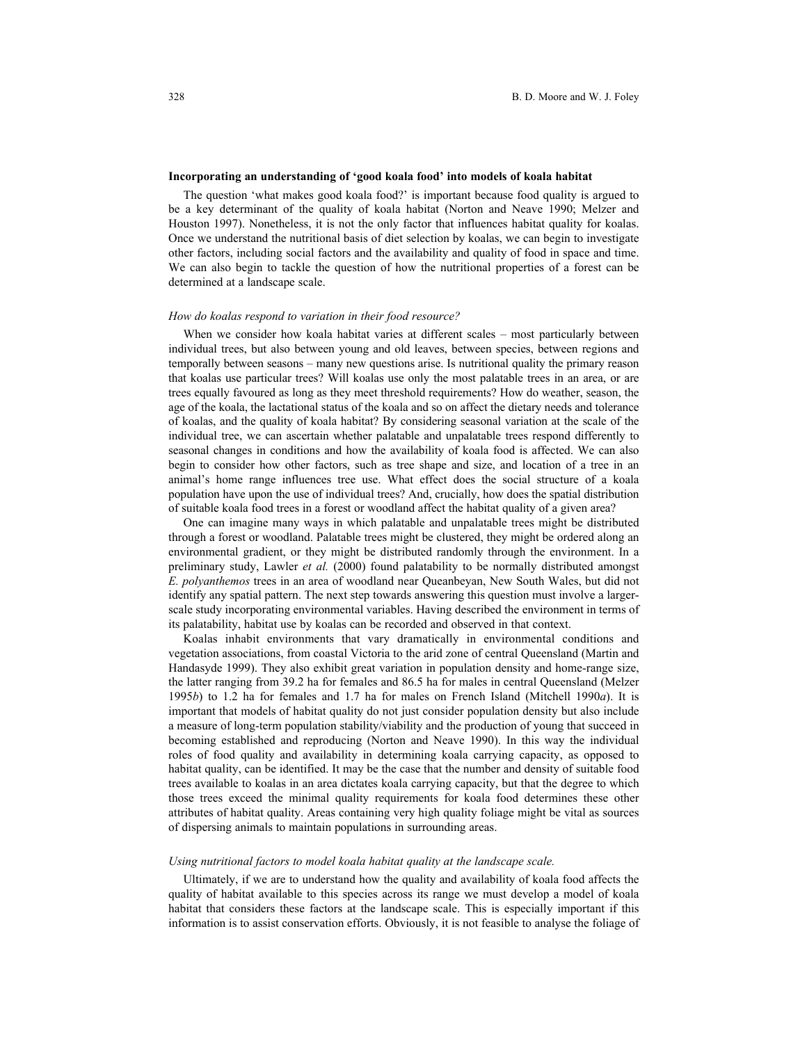### Incorporating an understanding of 'good koala food' into models of koala habitat

The question 'what makes good koala food?' is important because food quality is argued to be a key determinant of the quality of koala habitat (Norton and Neave 1990; Melzer and Houston 1997). Nonetheless, it is not the only factor that influences habitat quality for koalas. Once we understand the nutritional basis of diet selection by koalas, we can begin to investigate other factors, including social factors and the availability and quality of food in space and time. We can also begin to tackle the question of how the nutritional properties of a forest can be determined at a landscape scale.

#### *How do koalas respond to variation in their food resource?*

When we consider how koala habitat varies at different scales – most particularly between individual trees, but also between young and old leaves, between species, between regions and temporally between seasons – many new questions arise. Is nutritional quality the primary reason that koalas use particular trees? Will koalas use only the most palatable trees in an area, or are trees equally favoured as long as they meet threshold requirements? How do weather, season, the age of the koala, the lactational status of the koala and so on affect the dietary needs and tolerance of koalas, and the quality of koala habitat? By considering seasonal variation at the scale of the individual tree, we can ascertain whether palatable and unpalatable trees respond differently to seasonal changes in conditions and how the availability of koala food is affected. We can also begin to consider how other factors, such as tree shape and size, and location of a tree in an animal's home range influences tree use. What effect does the social structure of a koala population have upon the use of individual trees? And, crucially, how does the spatial distribution of suitable koala food trees in a forest or woodland affect the habitat quality of a given area?

One can imagine many ways in which palatable and unpalatable trees might be distributed through a forest or woodland. Palatable trees might be clustered, they might be ordered along an environmental gradient, or they might be distributed randomly through the environment. In a preliminary study, Lawler *et al.* (2000) found palatability to be normally distributed amongst *E. polyanthemos* trees in an area of woodland near Queanbeyan, New South Wales, but did not identify any spatial pattern. The next step towards answering this question must involve a larger-scale study incorporating environmental variables. Having described the environment in terms of its palatability, habitat use by koalas can be recorded and observed in that context.

Koalas inhabit environments that vary dramatically in environmental conditions and vegetation associations, from coastal Victoria to the arid zone of central Queensland (Martin and Handasyde 1999). They also exhibit great variation in population density and home-range size, the latter ranging from 39.2 ha for females and 86.5 ha for males in central Queensland (Melzer 1995*b*) to 1.2 ha for females and 1.7 ha for males on French Island (Mitchell 1990*a*). It is important that models of habitat quality do not just consider population density but also include a measure of long-term population stability/viability and the production of young that succeed in becoming established and reproducing (Norton and Neave 1990). In this way the individual roles of food quality and availability in determining koala carrying capacity, as opposed to habitat quality, can be identified. It may be the case that the number and density of suitable food trees available to koalas in an area dictates koala carrying capacity, but that the degree to which those trees exceed the minimal quality requirements for koala food determines these other attributes of habitat quality. Areas containing very high quality foliage might be vital as sources of dispersing animals to maintain populations in surrounding areas.

#### *Using nutritional factors to model koala habitat quality at the landscape scale.*

Ultimately, if we are to understand how the quality and availability of koala food affects the quality of habitat available to this species across its range we must develop a model of koala habitat that considers these factors at the landscape scale. This is especially important if this information is to assist conservation efforts. Obviously, it is not feasible to analyse the foliage of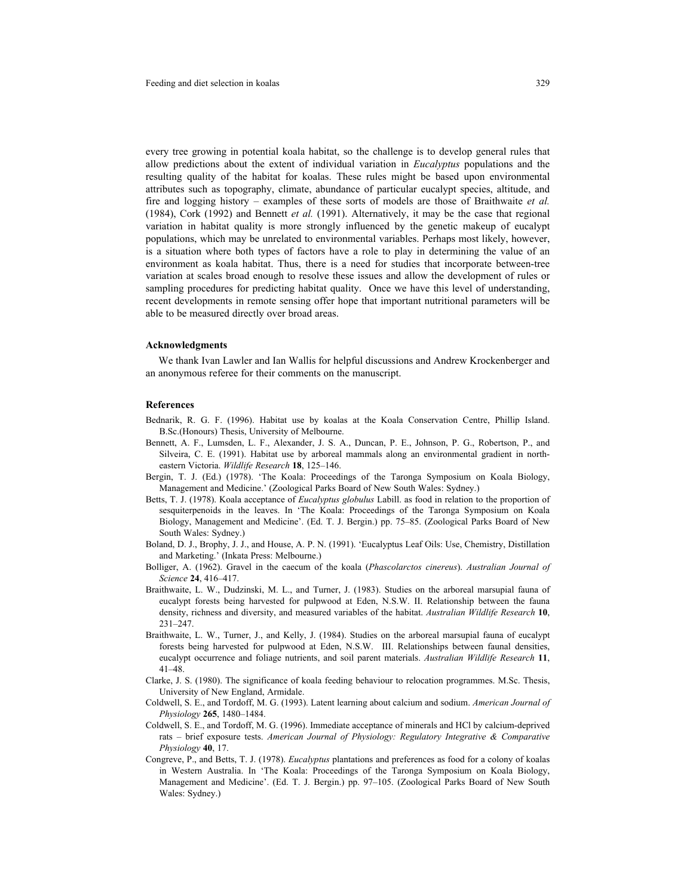every tree growing in potential koala habitat, so the challenge is to develop general rules that allow predictions about the extent of individual variation in *Eucalyptus* populations and the resulting quality of the habitat for koalas. These rules might be based upon environmental attributes such as topography, climate, abundance of particular eucalypt species, altitude, and fire and logging history – examples of these sorts of models are those of Braithwaite *et al.* (1984), Cork (1992) and Bennett *et al.* (1991). Alternatively, it may be the case that regional variation in habitat quality is more strongly influenced by the genetic makeup of eucalypt populations, which may be unrelated to environmental variables. Perhaps most likely, however, is a situation where both types of factors have a role to play in determining the value of an environment as koala habitat. Thus, there is a need for studies that incorporate between-tree variation at scales broad enough to resolve these issues and allow the development of rules or sampling procedures for predicting habitat quality. Once we have this level of understanding, recent developments in remote sensing offer hope that important nutritional parameters will be able to be measured directly over broad areas.

### Acknowledgments

We thank Ivan Lawler and Ian Wallis for helpful discussions and Andrew Krockenberger and an anonymous referee for their comments on the manuscript.

### References

Bednarik, R. G. F. (1996). Habitat use by koalas at the Koala Conservation Centre, Phillip Island. B.Sc.(Honours) Thesis, University of Melbourne.

Bennett, A. F., Lumsden, L. F., Alexander, J. S. A., Duncan, P. E., Johnson, P. G., Robertson, P., and Silveira, C. E. (1991). Habitat use by arboreal mammals along an environmental gradient in north-eastern Victoria. *Wildlife Research* **18**, 125–146.

Bergin, T. J. (Ed.) (1978). 'The Koala: Proceedings of the Taronga Symposium on Koala Biology, Management and Medicine.' (Zoological Parks Board of New South Wales: Sydney.)

Betts, T. J. (1978). Koala acceptance of *Eucalyptus globulus* Labill. as food in relation to the proportion of sesquiterpenoids in the leaves. In 'The Koala: Proceedings of the Taronga Symposium on Koala Biology, Management and Medicine'. (Ed. T. J. Bergin.) pp. 75–85. (Zoological Parks Board of New South Wales: Sydney.)

Boland, D. J., Brophy, J. J., and House, A. P. N. (1991). 'Eucalyptus Leaf Oils: Use, Chemistry, Distillation and Marketing.' (Inkata Press: Melbourne.)

Bolliger, A. (1962). Gravel in the caecum of the koala (*Phascolarctos cinereus*). *Australian Journal of Science* **24**, 416–417.

Braithwaite, L. W., Dudzinski, M. L., and Turner, J. (1983). Studies on the arboreal marsupial fauna of eucalypt forests being harvested for pulpwood at Eden, N.S.W. II. Relationship between the fauna density, richness and diversity, and measured variables of the habitat. *Australian Wildlife Research* **10**, 231–247.

Braithwaite, L. W., Turner, J., and Kelly, J. (1984). Studies on the arboreal marsupial fauna of eucalypt forests being harvested for pulpwood at Eden, N.S.W. III. Relationships between faunal densities, eucalypt occurrence and foliage nutrients, and soil parent materials. *Australian Wildlife Research* **11**, 41–48.

Clarke, J. S. (1980). The significance of koala feeding behaviour to relocation programmes. M.Sc. Thesis, University of New England, Armidale.

Coldwell, S. E., and Tordoff, M. G. (1993). Latent learning about calcium and sodium. *American Journal of Physiology* **265**, 1480–1484.

Coldwell, S. E., and Tordoff, M. G. (1996). Immediate acceptance of minerals and HCl by calcium-deprived rats – brief exposure tests. *American Journal of Physiology: Regulatory Integrative & Comparative Physiology* **40**, 17.

Congreve, P., and Betts, T. J. (1978). *Eucalyptus* plantations and preferences as food for a colony of koalas in Western Australia. In 'The Koala: Proceedings of the Taronga Symposium on Koala Biology, Management and Medicine'. (Ed. T. J. Bergin.) pp. 97–105. (Zoological Parks Board of New South Wales: Sydney.)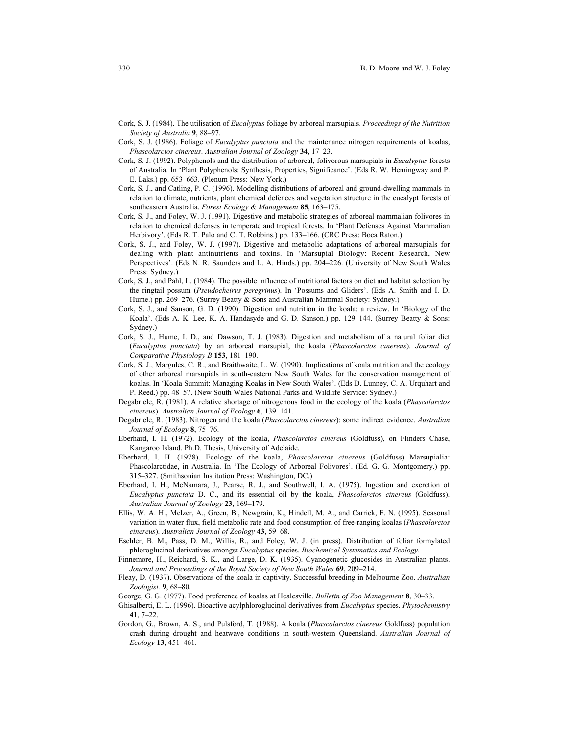Cork, S. J. (1984). The utilisation of *Eucalyptus* foliage by arboreal marsupials. *Proceedings of the Nutrition Society of Australia* **9**, 88–97.

Cork, S. J. (1986). Foliage of *Eucalyptus punctata* and the maintenance nitrogen requirements of koalas, *Phascolarctos cinereus*. *Australian Journal of Zoology* **34**, 17–23.

Cork, S. J. (1992). Polyphenols and the distribution of arboreal, folivorous marsupials in *Eucalyptus* forests of Australia. In 'Plant Polyphenols: Synthesis, Properties, Significance'. (Eds R. W. Hemingway and P. E. Laks.) pp. 653–663. (Plenum Press: New York.)

Cork, S. J., and Catling, P. C. (1996). Modelling distributions of arboreal and ground-dwelling mammals in relation to climate, nutrients, plant chemical defences and vegetation structure in the eucalypt forests of southeastern Australia. *Forest Ecology & Management* **85**, 163–175.

Cork, S. J., and Foley, W. J. (1991). Digestive and metabolic strategies of arboreal mammalian folivores in relation to chemical defenses in temperate and tropical forests. In 'Plant Defenses Against Mammalian Herbivory'. (Eds R. T. Palo and C. T. Robbins.) pp. 133–166. (CRC Press: Boca Raton.)

Cork, S. J., and Foley, W. J. (1997). Digestive and metabolic adaptations of arboreal marsupials for dealing with plant antinutrients and toxins. In 'Marsupial Biology: Recent Research, New Perspectives'. (Eds N. R. Saunders and L. A. Hinds.) pp. 204–226. (University of New South Wales Press: Sydney.)

Cork, S. J., and Pahl, L. (1984). The possible influence of nutritional factors on diet and habitat selection by the ringtail possum (*Pseudocheirus peregrinus*). In 'Possums and Gliders'. (Eds A. Smith and I. D. Hume.) pp. 269–276. (Surrey Beatty & Sons and Australian Mammal Society: Sydney.)

Cork, S. J., and Sanson, G. D. (1990). Digestion and nutrition in the koala: a review. In 'Biology of the Koala'. (Eds A. K. Lee, K. A. Handasyde and G. D. Sanson.) pp. 129–144. (Surrey Beatty & Sons: Sydney.)

Cork, S. J., Hume, I. D., and Dawson, T. J. (1983). Digestion and metabolism of a natural foliar diet (*Eucalyptus punctata*) by an arboreal marsupial, the koala (*Phascolarctos cinereus*). *Journal of Comparative Physiology B* **153**, 181–190.

Cork, S. J., Margules, C. R., and Braithwaite, L. W. (1990). Implications of koala nutrition and the ecology of other arboreal marsupials in south-eastern New South Wales for the conservation management of koalas. In 'Koala Summit: Managing Koalas in New South Wales'. (Eds D. Lunney, C. A. Urquhart and P. Reed.) pp. 48–57. (New South Wales National Parks and Wildlife Service: Sydney.)

Degabriele, R. (1981). A relative shortage of nitrogenous food in the ecology of the koala (*Phascolarctos cinereus*). *Australian Journal of Ecology* **6**, 139–141.

Degabriele, R. (1983). Nitrogen and the koala (*Phascolarctos cinereus*): some indirect evidence. *Australian Journal of Ecology* **8**, 75–76.

Eberhard, I. H. (1972). Ecology of the koala, *Phascolarctos cinereus* (Goldfuss), on Flinders Chase, Kangaroo Island. Ph.D. Thesis, University of Adelaide.

Eberhard, I. H. (1978). Ecology of the koala, *Phascolarctos cinereus* (Goldfuss) Marsupialia: Phascolarctidae, in Australia. In 'The Ecology of Arboreal Folivores'. (Ed. G. G. Montgomery.) pp. 315–327. (Smithsonian Institution Press: Washington, DC.)

Eberhard, I. H., McNamara, J., Pearse, R. J., and Southwell, I. A. (1975). Ingestion and excretion of *Eucalyptus punctata* D. C., and its essential oil by the koala, *Phascolarctos cinereus* (Goldfuss). *Australian Journal of Zoology* **23**, 169–179.

Ellis, W. A. H., Melzer, A., Green, B., Newgrain, K., Hindell, M. A., and Carrick, F. N. (1995). Seasonal variation in water flux, field metabolic rate and food consumption of free-ranging koalas (*Phascolarctos cinereus*). *Australian Journal of Zoology* **43**, 59–68.

Eschler, B. M., Pass, D. M., Willis, R., and Foley, W. J. (in press). Distribution of foliar formylated phloroglucinol derivatives amongst *Eucalyptus* species. *Biochemical Systematics and Ecology*.

Finnemore, H., Reichard, S. K., and Large, D. K. (1935). Cyanogenetic glucosides in Australian plants. *Journal and Proceedings of the Royal Society of New South Wales* **69**, 209–214.

Fleay, D. (1937). Observations of the koala in captivity. Successful breeding in Melbourne Zoo. *Australian Zoologist.* **9**, 68–80.

George, G. G. (1977). Food preference of koalas at Healesville. *Bulletin of Zoo Management* **8**, 30–33.

Ghisalberti, E. L. (1996). Bioactive acylphloroglucinol derivatives from *Eucalyptus* species. *Phytochemistry* **41**, 7–22.

Gordon, G., Brown, A. S., and Pulsford, T. (1988). A koala (*Phascolarctos cinereus* Goldfuss) population crash during drought and heatwave conditions in south-western Queensland. *Australian Journal of Ecology* **13**, 451–461.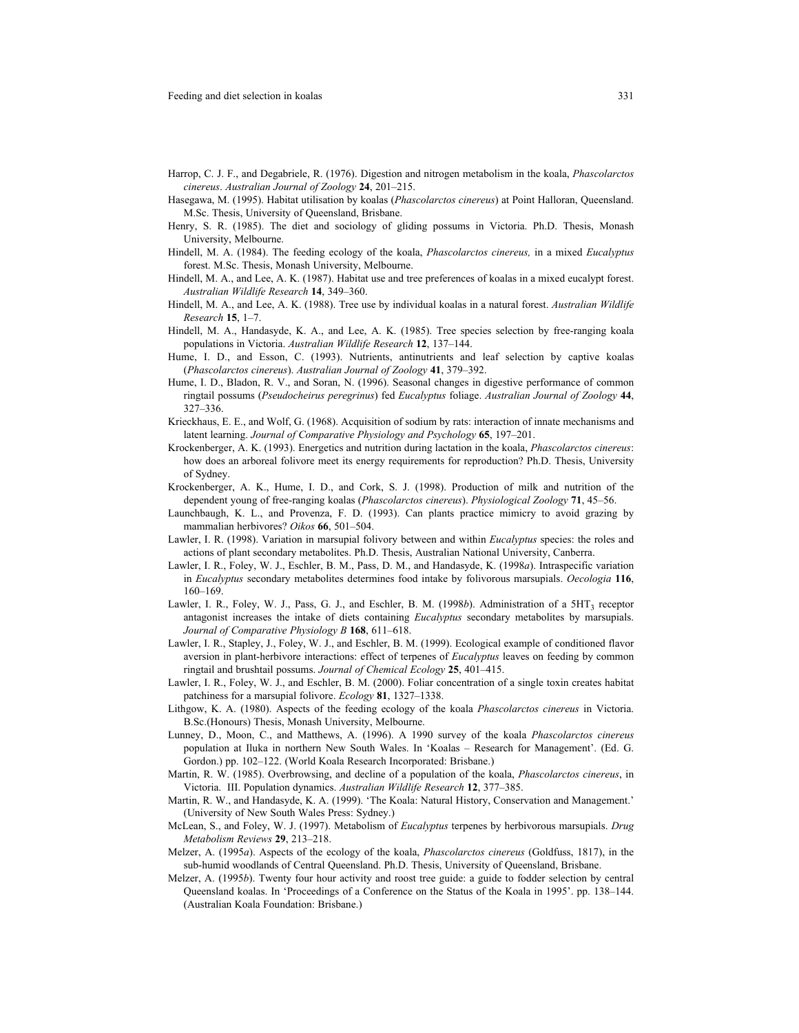Harrop, C. J. F., and Degabriele, R. (1976). Digestion and nitrogen metabolism in the koala, *Phascolarctos cinereus*. *Australian Journal of Zoology* **24**, 201–215.

Hasegawa, M. (1995). Habitat utilisation by koalas (*Phascolarctos cinereus*) at Point Halloran, Queensland. M.Sc. Thesis, University of Queensland, Brisbane.

Henry, S. R. (1985). The diet and sociology of gliding possums in Victoria. Ph.D. Thesis, Monash University, Melbourne.

Hindell, M. A. (1984). The feeding ecology of the koala, *Phascolarctos cinereus,* in a mixed *Eucalyptus* forest. M.Sc. Thesis, Monash University, Melbourne.

Hindell, M. A., and Lee, A. K. (1987). Habitat use and tree preferences of koalas in a mixed eucalypt forest. *Australian Wildlife Research* **14**, 349–360.

Hindell, M. A., and Lee, A. K. (1988). Tree use by individual koalas in a natural forest. *Australian Wildlife Research* **15**, 1–7.

Hindell, M. A., Handasyde, K. A., and Lee, A. K. (1985). Tree species selection by free-ranging koala populations in Victoria. *Australian Wildlife Research* **12**, 137–144.

Hume, I. D., and Esson, C. (1993). Nutrients, antinutrients and leaf selection by captive koalas (*Phascolarctos cinereus*). *Australian Journal of Zoology* **41**, 379–392.

Hume, I. D., Bladon, R. V., and Soran, N. (1996). Seasonal changes in digestive performance of common ringtail possums (*Pseudocheirus peregrinus*) fed *Eucalyptus* foliage. *Australian Journal of Zoology* **44**, 327–336.

Krieckhaus, E. E., and Wolf, G. (1968). Acquisition of sodium by rats: interaction of innate mechanisms and latent learning. *Journal of Comparative Physiology and Psychology* **65**, 197–201.

Krockenberger, A. K. (1993). Energetics and nutrition during lactation in the koala, *Phascolarctos cinereus*: how does an arboreal folivore meet its energy requirements for reproduction? Ph.D. Thesis, University of Sydney.

Krockenberger, A. K., Hume, I. D., and Cork, S. J. (1998). Production of milk and nutrition of the dependent young of free-ranging koalas (*Phascolarctos cinereus*). *Physiological Zoology* **71**, 45–56.

Launchbaugh, K. L., and Provenza, F. D. (1993). Can plants practice mimicry to avoid grazing by mammalian herbivores? *Oikos* **66**, 501–504.

Lawler, I. R. (1998). Variation in marsupial folivory between and within *Eucalyptus* species: the roles and actions of plant secondary metabolites. Ph.D. Thesis, Australian National University, Canberra.

Lawler, I. R., Foley, W. J., Eschler, B. M., Pass, D. M., and Handasyde, K. (1998*a*). Intraspecific variation in *Eucalyptus* secondary metabolites determines food intake by folivorous marsupials. *Oecologia* **116**, 160–169.

Lawler, I. R., Foley, W. J., Pass, G. J., and Eschler, B. M. (1998*b*). Administration of a $5HT_3$ receptor antagonist increases the intake of diets containing *Eucalyptus* secondary metabolites by marsupials. *Journal of Comparative Physiology B* **168**, 611–618.

Lawler, I. R., Stapley, J., Foley, W. J., and Eschler, B. M. (1999). Ecological example of conditioned flavor aversion in plant-herbivore interactions: effect of terpenes of *Eucalyptus* leaves on feeding by common ringtail and brushtail possums. *Journal of Chemical Ecology* **25**, 401–415.

Lawler, I. R., Foley, W. J., and Eschler, B. M. (2000). Foliar concentration of a single toxin creates habitat patchiness for a marsupial folivore. *Ecology* **81**, 1327–1338.

Lithgow, K. A. (1980). Aspects of the feeding ecology of the koala *Phascolarctos cinereus* in Victoria. B.Sc.(Honours) Thesis, Monash University, Melbourne.

Lunney, D., Moon, C., and Matthews, A. (1996). A 1990 survey of the koala *Phascolarctos cinereus* population at Iluka in northern New South Wales. In 'Koalas – Research for Management'. (Ed. G. Gordon.) pp. 102–122. (World Koala Research Incorporated: Brisbane.)

Martin, R. W. (1985). Overbrowsing, and decline of a population of the koala, *Phascolarctos cinereus*, in Victoria. III. Population dynamics. *Australian Wildlife Research* **12**, 377–385.

Martin, R. W., and Handasyde, K. A. (1999). 'The Koala: Natural History, Conservation and Management.' (University of New South Wales Press: Sydney.)

McLean, S., and Foley, W. J. (1997). Metabolism of *Eucalyptus* terpenes by herbivorous marsupials. *Drug Metabolism Reviews* **29**, 213–218.

Melzer, A. (1995*a*). Aspects of the ecology of the koala, *Phascolarctos cinereus* (Goldfuss, 1817), in the sub-humid woodlands of Central Queensland. Ph.D. Thesis, University of Queensland, Brisbane.

Melzer, A. (1995*b*). Twenty four hour activity and roost tree guide: a guide to fodder selection by central Queensland koalas. In 'Proceedings of a Conference on the Status of the Koala in 1995'. pp. 138–144. (Australian Koala Foundation: Brisbane.)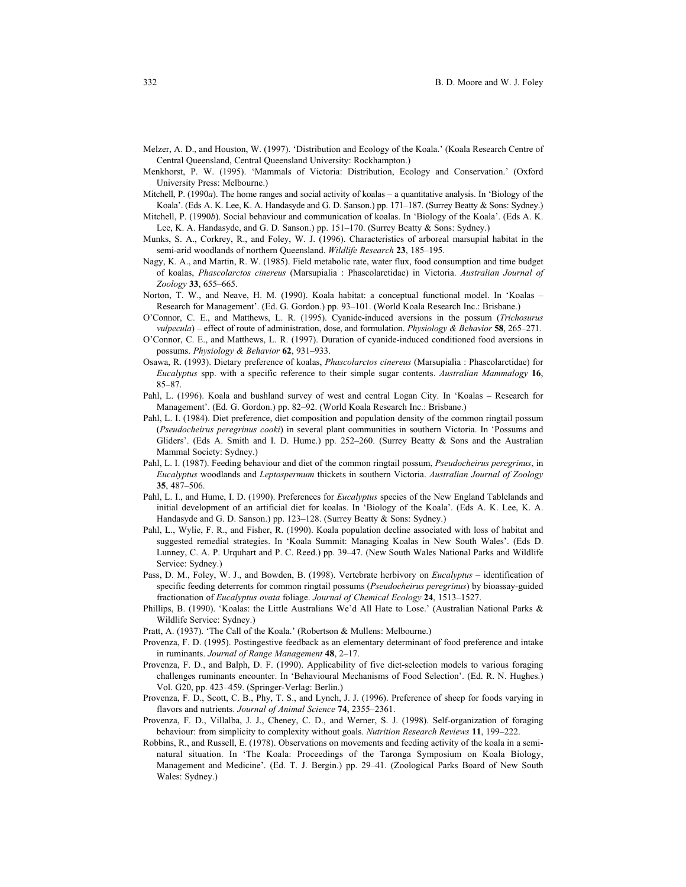Melzer, A. D., and Houston, W. (1997). 'Distribution and Ecology of the Koala.' (Koala Research Centre of Central Queensland, Central Queensland University: Rockhampton.)

Menkhorst, P. W. (1995). 'Mammals of Victoria: Distribution, Ecology and Conservation.' (Oxford University Press: Melbourne.)

Mitchell, P. (1990*a*). The home ranges and social activity of koalas – a quantitative analysis. In 'Biology of the Koala'. (Eds A. K. Lee, K. A. Handasyde and G. D. Sanson.) pp. 171–187. (Surrey Beatty & Sons: Sydney.)

Mitchell, P. (1990*b*). Social behaviour and communication of koalas. In 'Biology of the Koala'. (Eds A. K. Lee, K. A. Handasyde, and G. D. Sanson.) pp. 151–170. (Surrey Beatty & Sons: Sydney.)

Munks, S. A., Corkrey, R., and Foley, W. J. (1996). Characteristics of arboreal marsupial habitat in the semi-arid woodlands of northern Queensland. *Wildlife Research* **23**, 185–195.

Nagy, K. A., and Martin, R. W. (1985). Field metabolic rate, water flux, food consumption and time budget of koalas, *Phascolarctos cinereus* (Marsupialia : Phascolarctidae) in Victoria. *Australian Journal of Zoology* **33**, 655–665.

Norton, T. W., and Neave, H. M. (1990). Koala habitat: a conceptual functional model. In 'Koalas – Research for Management'. (Ed. G. Gordon.) pp. 93–101. (World Koala Research Inc.: Brisbane.)

O'Connor, C. E., and Matthews, L. R. (1995). Cyanide-induced aversions in the possum (*Trichosurus vulpecula*) – effect of route of administration, dose, and formulation. *Physiology & Behavior* **58**, 265–271.

O'Connor, C. E., and Matthews, L. R. (1997). Duration of cyanide-induced conditioned food aversions in possums. *Physiology & Behavior* **62**, 931–933.

Osawa, R. (1993). Dietary preference of koalas, *Phascolarctos cinereus* (Marsupialia : Phascolarctidae) for *Eucalyptus* spp. with a specific reference to their simple sugar contents. *Australian Mammalogy* **16**, 85–87.

Pahl, L. (1996). Koala and bushland survey of west and central Logan City. In 'Koalas – Research for Management'. (Ed. G. Gordon.) pp. 82–92. (World Koala Research Inc.: Brisbane.)

Pahl, L. I. (1984). Diet preference, diet composition and population density of the common ringtail possum (*Pseudocheirus peregrinus cooki*) in several plant communities in southern Victoria. In 'Possums and Gliders'. (Eds A. Smith and I. D. Hume.) pp. 252–260. (Surrey Beatty & Sons and the Australian Mammal Society: Sydney.)

Pahl, L. I. (1987). Feeding behaviour and diet of the common ringtail possum, *Pseudocheirus peregrinus*, in *Eucalyptus* woodlands and *Leptospermum* thickets in southern Victoria. *Australian Journal of Zoology* **35**, 487–506.

Pahl, L. I., and Hume, I. D. (1990). Preferences for *Eucalyptus* species of the New England Tablelands and initial development of an artificial diet for koalas. In 'Biology of the Koala'. (Eds A. K. Lee, K. A. Handasyde and G. D. Sanson.) pp. 123–128. (Surrey Beatty & Sons: Sydney.)

Pahl, L., Wylie, F. R., and Fisher, R. (1990). Koala population decline associated with loss of habitat and suggested remedial strategies. In 'Koala Summit: Managing Koalas in New South Wales'. (Eds D. Lunney, C. A. P. Urquhart and P. C. Reed.) pp. 39–47. (New South Wales National Parks and Wildlife Service: Sydney.)

Pass, D. M., Foley, W. J., and Bowden, B. (1998). Vertebrate herbivory on *Eucalyptus* – identification of specific feeding deterrents for common ringtail possums (*Pseudocheirus peregrinus*) by bioassay-guided fractionation of *Eucalyptus ovata* foliage. *Journal of Chemical Ecology* **24**, 1513–1527.

Phillips, B. (1990). 'Koalas: the Little Australians We'd All Hate to Lose.' (Australian National Parks & Wildlife Service: Sydney.)

Pratt, A. (1937). 'The Call of the Koala.' (Robertson & Mullens: Melbourne.)

Provenza, F. D. (1995). Postingestive feedback as an elementary determinant of food preference and intake in ruminants. *Journal of Range Management* **48**, 2–17.

Provenza, F. D., and Balph, D. F. (1990). Applicability of five diet-selection models to various foraging challenges ruminants encounter. In 'Behavioural Mechanisms of Food Selection'. (Ed. R. N. Hughes.) Vol. G20, pp. 423–459. (Springer-Verlag: Berlin.)

Provenza, F. D., Scott, C. B., Phy, T. S., and Lynch, J. J. (1996). Preference of sheep for foods varying in flavors and nutrients. *Journal of Animal Science* **74**, 2355–2361.

Provenza, F. D., Villalba, J. J., Cheney, C. D., and Werner, S. J. (1998). Self-organization of foraging behaviour: from simplicity to complexity without goals. *Nutrition Research Reviews* **11**, 199–222.

Robbins, R., and Russell, E. (1978). Observations on movements and feeding activity of the koala in a semi-natural situation. In 'The Koala: Proceedings of the Taronga Symposium on Koala Biology, Management and Medicine'. (Ed. T. J. Bergin.) pp. 29–41. (Zoological Parks Board of New South Wales: Sydney.)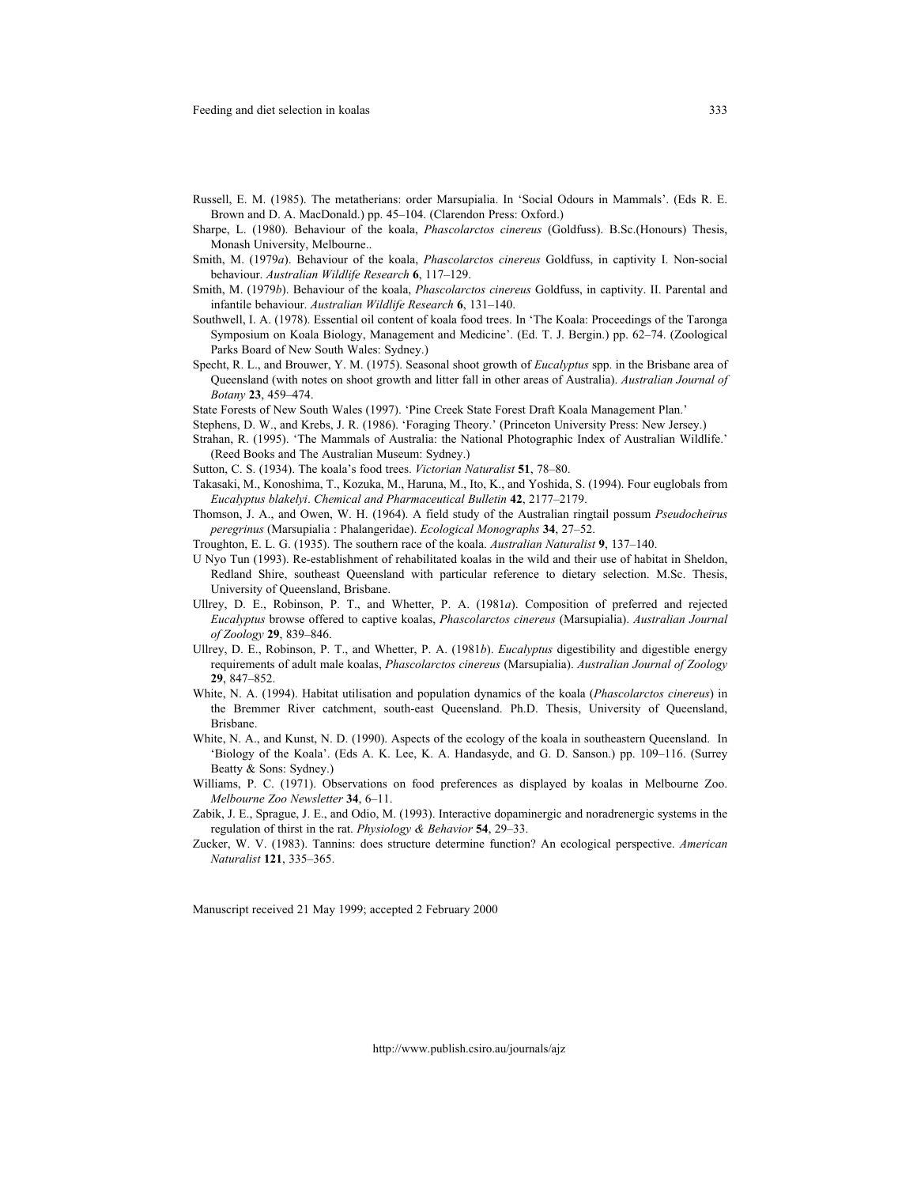Russell, E. M. (1985). The metatherians: order Marsupialia. In 'Social Odours in Mammals'. (Eds R. E. Brown and D. A. MacDonald.) pp. 45–104. (Clarendon Press: Oxford.)

Sharpe, L. (1980). Behaviour of the koala, *Phascolarctos cinereus* (Goldfuss). B.Sc.(Honours) Thesis, Monash University, Melbourne..

Smith, M. (1979*a*). Behaviour of the koala, *Phascolarctos cinereus* Goldfuss, in captivity I. Non-social behaviour. *Australian Wildlife Research* **6**, 117–129.

Smith, M. (1979*b*). Behaviour of the koala, *Phascolarctos cinereus* Goldfuss, in captivity. II. Parental and infantile behaviour. *Australian Wildlife Research* **6**, 131–140.

Southwell, I. A. (1978). Essential oil content of koala food trees. In 'The Koala: Proceedings of the Taronga Symposium on Koala Biology, Management and Medicine'. (Ed. T. J. Bergin.) pp. 62–74. (Zoological Parks Board of New South Wales: Sydney.)

Specht, R. L., and Brouwer, Y. M. (1975). Seasonal shoot growth of *Eucalyptus* spp. in the Brisbane area of Queensland (with notes on shoot growth and litter fall in other areas of Australia). *Australian Journal of Botany* **23**, 459–474.

State Forests of New South Wales (1997). 'Pine Creek State Forest Draft Koala Management Plan.'

Stephens, D. W., and Krebs, J. R. (1986). 'Foraging Theory.' (Princeton University Press: New Jersey.)

Strahan, R. (1995). 'The Mammals of Australia: the National Photographic Index of Australian Wildlife.' (Reed Books and The Australian Museum: Sydney.)

Sutton, C. S. (1934). The koala's food trees. *Victorian Naturalist* **51**, 78–80.

Takasaki, M., Konoshima, T., Kozuka, M., Haruna, M., Ito, K., and Yoshida, S. (1994). Four euglobals from *Eucalyptus blakelyi*. *Chemical and Pharmaceutical Bulletin* **42**, 2177–2179.

Thomson, J. A., and Owen, W. H. (1964). A field study of the Australian ringtail possum *Pseudocheirus peregrinus* (Marsupialia : Phalangeridae). *Ecological Monographs* **34**, 27–52.

Troughton, E. L. G. (1935). The southern race of the koala. *Australian Naturalist* **9**, 137–140.

U Nyo Tun (1993). Re-establishment of rehabilitated koalas in the wild and their use of habitat in Sheldon, Redland Shire, southeast Queensland with particular reference to dietary selection. M.Sc. Thesis, University of Queensland, Brisbane.

Ullrey, D. E., Robinson, P. T., and Whetter, P. A. (1981*a*). Composition of preferred and rejected *Eucalyptus* browse offered to captive koalas, *Phascolarctos cinereus* (Marsupialia). *Australian Journal of Zoology* **29**, 839–846.

Ullrey, D. E., Robinson, P. T., and Whetter, P. A. (1981*b*). *Eucalyptus* digestibility and digestible energy requirements of adult male koalas, *Phascolarctos cinereus* (Marsupialia). *Australian Journal of Zoology* **29**, 847–852.

White, N. A. (1994). Habitat utilisation and population dynamics of the koala (*Phascolarctos cinereus*) in the Bremmer River catchment, south-east Queensland. Ph.D. Thesis, University of Queensland, Brisbane.

White, N. A., and Kunst, N. D. (1990). Aspects of the ecology of the koala in southeastern Queensland. In 'Biology of the Koala'. (Eds A. K. Lee, K. A. Handasyde, and G. D. Sanson.) pp. 109–116. (Surrey Beatty & Sons: Sydney.)

Williams, P. C. (1971). Observations on food preferences as displayed by koalas in Melbourne Zoo. *Melbourne Zoo Newsletter* **34**, 6–11.

Zabik, J. E., Sprague, J. E., and Odio, M. (1993). Interactive dopaminergic and noradrenergic systems in the regulation of thirst in the rat. *Physiology & Behavior* **54**, 29–33.

Zucker, W. V. (1983). Tannins: does structure determine function? An ecological perspective. *American Naturalist* **121**, 335–365.

Manuscript received 21 May 1999; accepted 2 February 2000